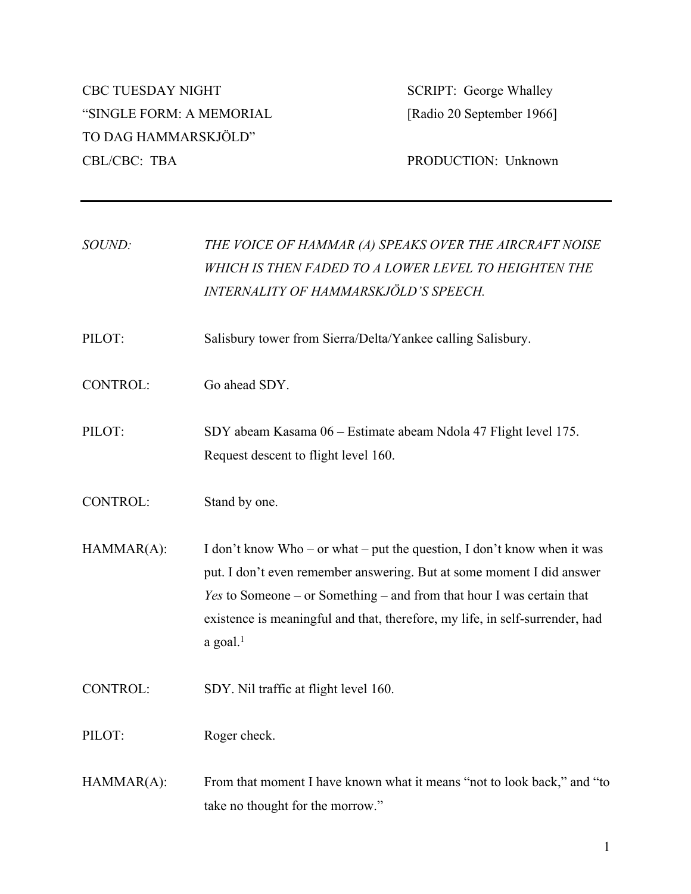CBC TUESDAY NIGHT
"SINGLE FORM: A MEMORIAL TO DAG HAMMARSKJÖLD"
CBL/CBC: TBA

SCRIPT: George Whalley
[Radio 20 September 1966]
PRODUCTION: Unknown

---

SOUND: *THE VOICE OF HAMMAR (A) SPEAKS OVER THE AIRCRAFT NOISE WHICH IS THEN FADED TO A LOWER LEVEL TO HEIGHTEN THE INTERNALITY OF HAMMARSKJÖLD'S SPEECH.*

PILOT: Salisbury tower from Sierra/Delta/Yankee calling Salisbury.

CONTROL: Go ahead SDY.

PILOT: SDY abeam Kasama 06 – Estimate abeam Ndola 47 Flight level 175. Request descent to flight level 160.

CONTROL: Stand by one.

HAMMAR(A): I don't know Who – or what – put the question, I don't know when it was put. I don't even remember answering. But at some moment I did answer *Yes* to Someone – or Something – and from that hour I was certain that existence is meaningful and that, therefore, my life, in self-surrender, had a goal.[1]

CONTROL: SDY. Nil traffic at flight level 160.

PILOT: Roger check.

HAMMAR(A): From that moment I have known what it means "not to look back," and "to take no thought for the morrow."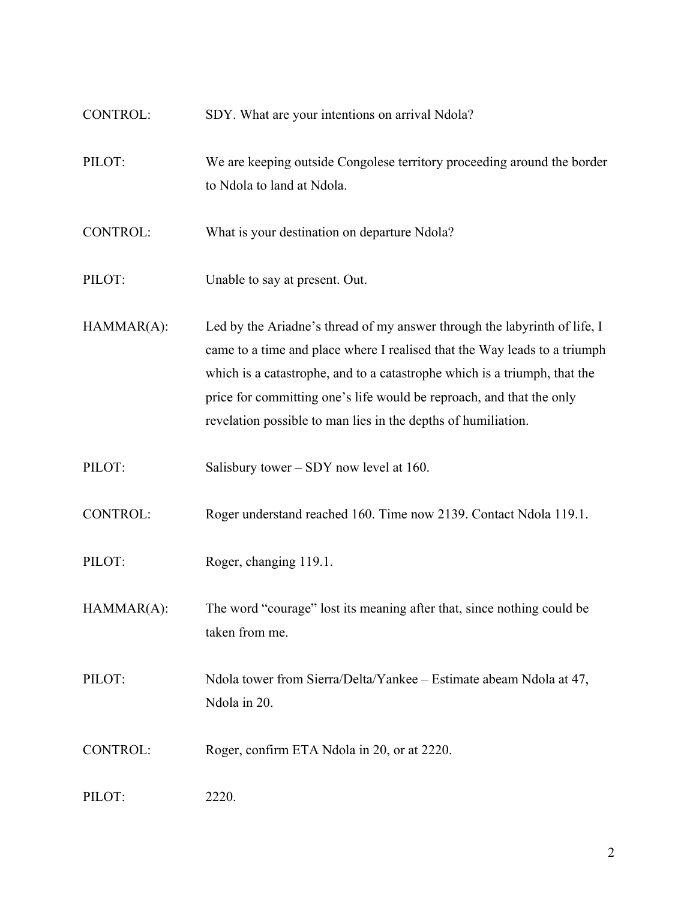CONTROL: SDY. What are your intentions on arrival Ndola?

PILOT: We are keeping outside Congolese territory proceeding around the border to Ndola to land at Ndola.

CONTROL: What is your destination on departure Ndola?

PILOT: Unable to say at present. Out.

HAMMAR(A): Led by the Ariadne's thread of my answer through the labyrinth of life, I came to a time and place where I realised that the Way leads to a triumph which is a catastrophe, and to a catastrophe which is a triumph, that the price for committing one's life would be reproach, and that the only revelation possible to man lies in the depths of humiliation.

PILOT: Salisbury tower – SDY now level at 160.

CONTROL: Roger understand reached 160. Time now 2139. Contact Ndola 119.1.

PILOT: Roger, changing 119.1.

HAMMAR(A): The word "courage" lost its meaning after that, since nothing could be taken from me.

PILOT: Ndola tower from Sierra/Delta/Yankee – Estimate abeam Ndola at 47, Ndola in 20.

CONTROL: Roger, confirm ETA Ndola in 20, or at 2220.

PILOT: 2220.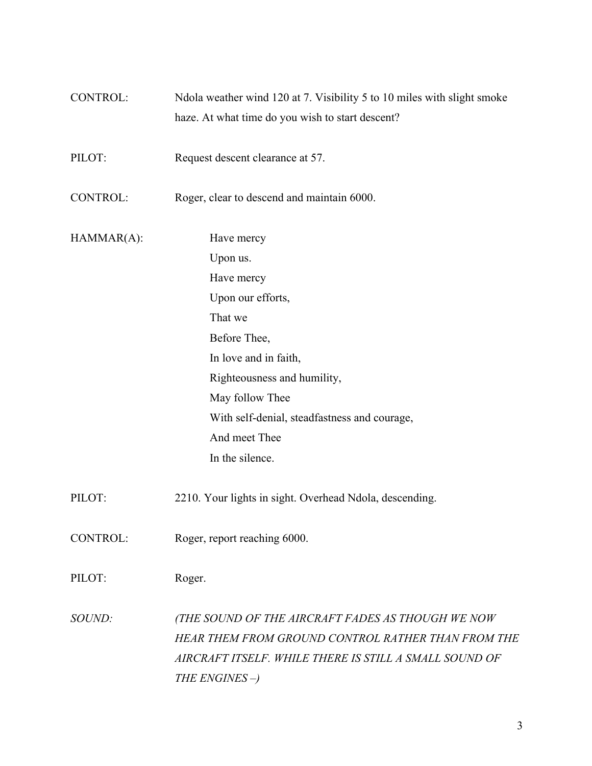CONTROL: Ndola weather wind 120 at 7. Visibility 5 to 10 miles with slight smoke haze. At what time do you wish to start descent?

PILOT: Request descent clearance at 57.

CONTROL: Roger, clear to descend and maintain 6000.

HAMMAR(A):

> Have mercy  
> Upon us.  
> Have mercy  
> Upon our efforts,  
> That we  
> Before Thee,  
> In love and in faith,  
> Righteousness and humility,  
> May follow Thee  
> With self-denial, steadfastness and courage,  
> And meet Thee  
> In the silence.

PILOT: 2210. Your lights in sight. Overhead Ndola, descending.

CONTROL: Roger, report reaching 6000.

PILOT: Roger.

*SOUND: (THE SOUND OF THE AIRCRAFT FADES AS THOUGH WE NOW HEAR THEM FROM GROUND CONTROL RATHER THAN FROM THE AIRCRAFT ITSELF. WHILE THERE IS STILL A SMALL SOUND OF THE ENGINES –)*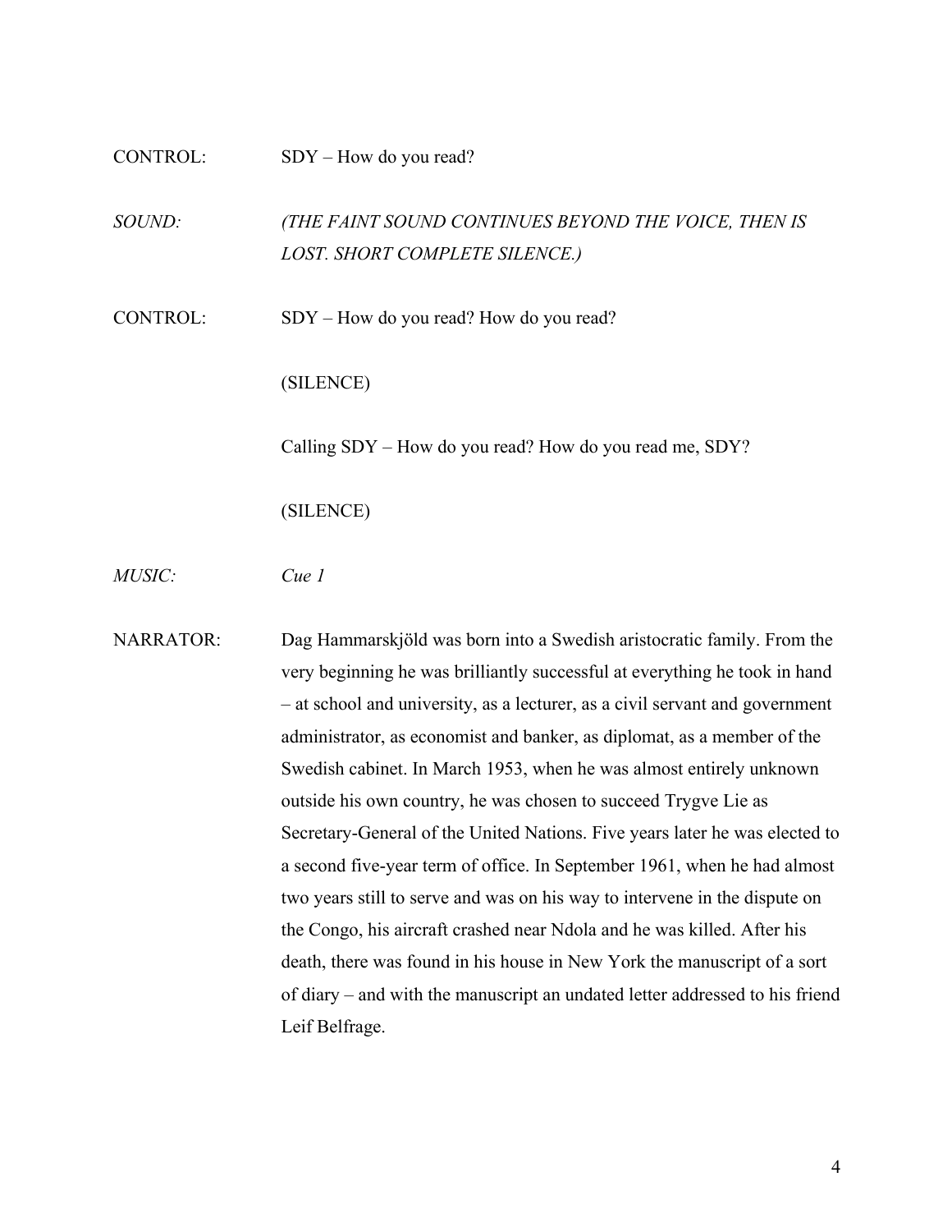CONTROL: SDY – How do you read?

*SOUND: (THE FAINT SOUND CONTINUES BEYOND THE VOICE, THEN IS LOST. SHORT COMPLETE SILENCE.)*

CONTROL: SDY – How do you read? How do you read?

(SILENCE)

Calling SDY – How do you read? How do you read me, SDY?

(SILENCE)

*MUSIC: Cue 1*

NARRATOR: Dag Hammarskjöld was born into a Swedish aristocratic family. From the very beginning he was brilliantly successful at everything he took in hand – at school and university, as a lecturer, as a civil servant and government administrator, as economist and banker, as diplomat, as a member of the Swedish cabinet. In March 1953, when he was almost entirely unknown outside his own country, he was chosen to succeed Trygve Lie as Secretary-General of the United Nations. Five years later he was elected to a second five-year term of office. In September 1961, when he had almost two years still to serve and was on his way to intervene in the dispute on the Congo, his aircraft crashed near Ndola and he was killed. After his death, there was found in his house in New York the manuscript of a sort of diary – and with the manuscript an undated letter addressed to his friend Leif Belfrage.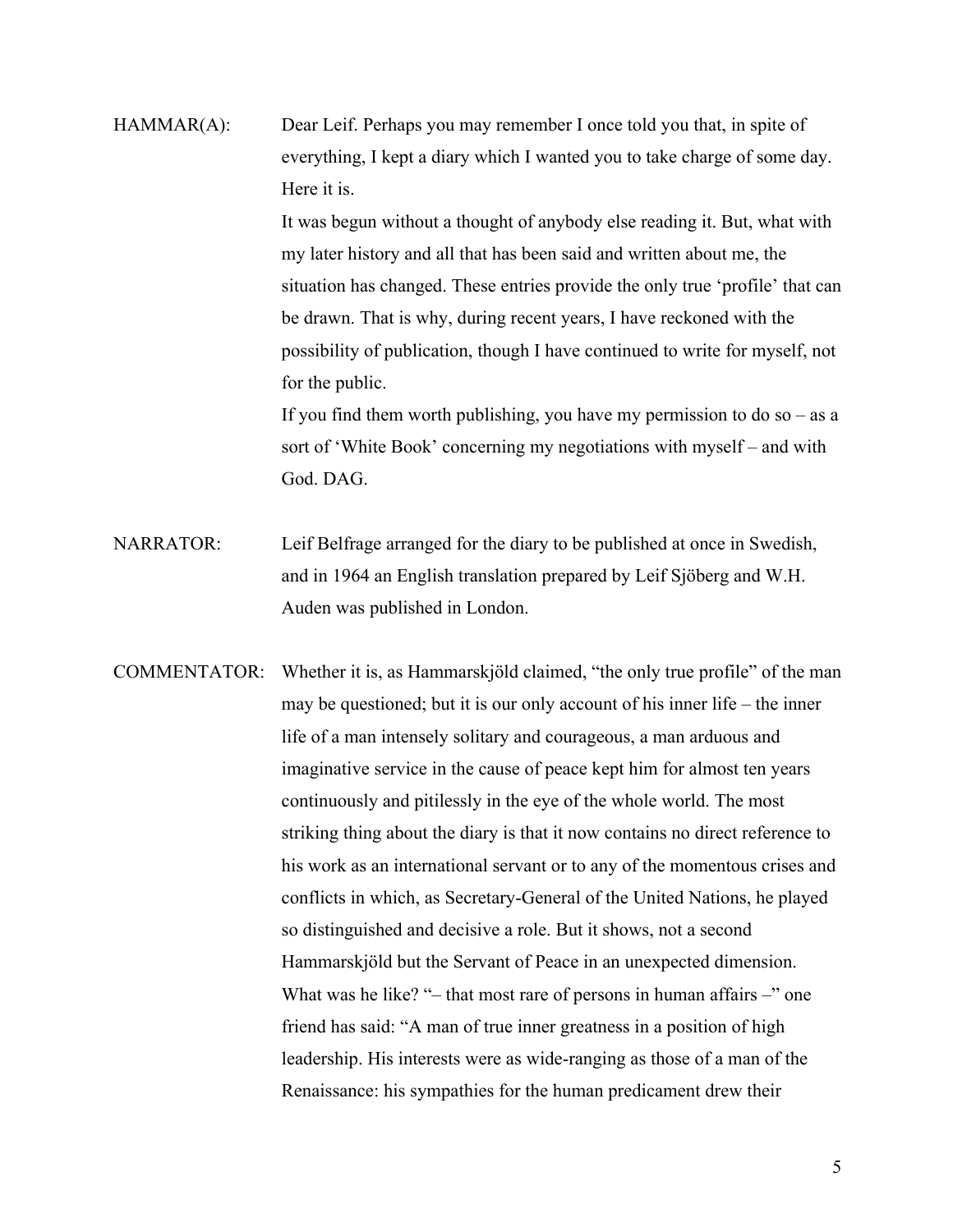HAMMAR(A): Dear Leif. Perhaps you may remember I once told you that, in spite of everything, I kept a diary which I wanted you to take charge of some day. Here it is.

It was begun without a thought of anybody else reading it. But, what with my later history and all that has been said and written about me, the situation has changed. These entries provide the only true 'profile' that can be drawn. That is why, during recent years, I have reckoned with the possibility of publication, though I have continued to write for myself, not for the public.

If you find them worth publishing, you have my permission to do so – as a sort of 'White Book' concerning my negotiations with myself – and with God. DAG.

NARRATOR: Leif Belfrage arranged for the diary to be published at once in Swedish, and in 1964 an English translation prepared by Leif Sjöberg and W.H. Auden was published in London.

COMMENTATOR: Whether it is, as Hammarskjöld claimed, "the only true profile" of the man may be questioned; but it is our only account of his inner life – the inner life of a man intensely solitary and courageous, a man arduous and imaginative service in the cause of peace kept him for almost ten years continuously and pitilessly in the eye of the whole world. The most striking thing about the diary is that it now contains no direct reference to his work as an international servant or to any of the momentous crises and conflicts in which, as Secretary-General of the United Nations, he played so distinguished and decisive a role. But it shows, not a second Hammarskjöld but the Servant of Peace in an unexpected dimension. What was he like? "– that most rare of persons in human affairs –" one friend has said: "A man of true inner greatness in a position of high leadership. His interests were as wide-ranging as those of a man of the Renaissance: his sympathies for the human predicament drew their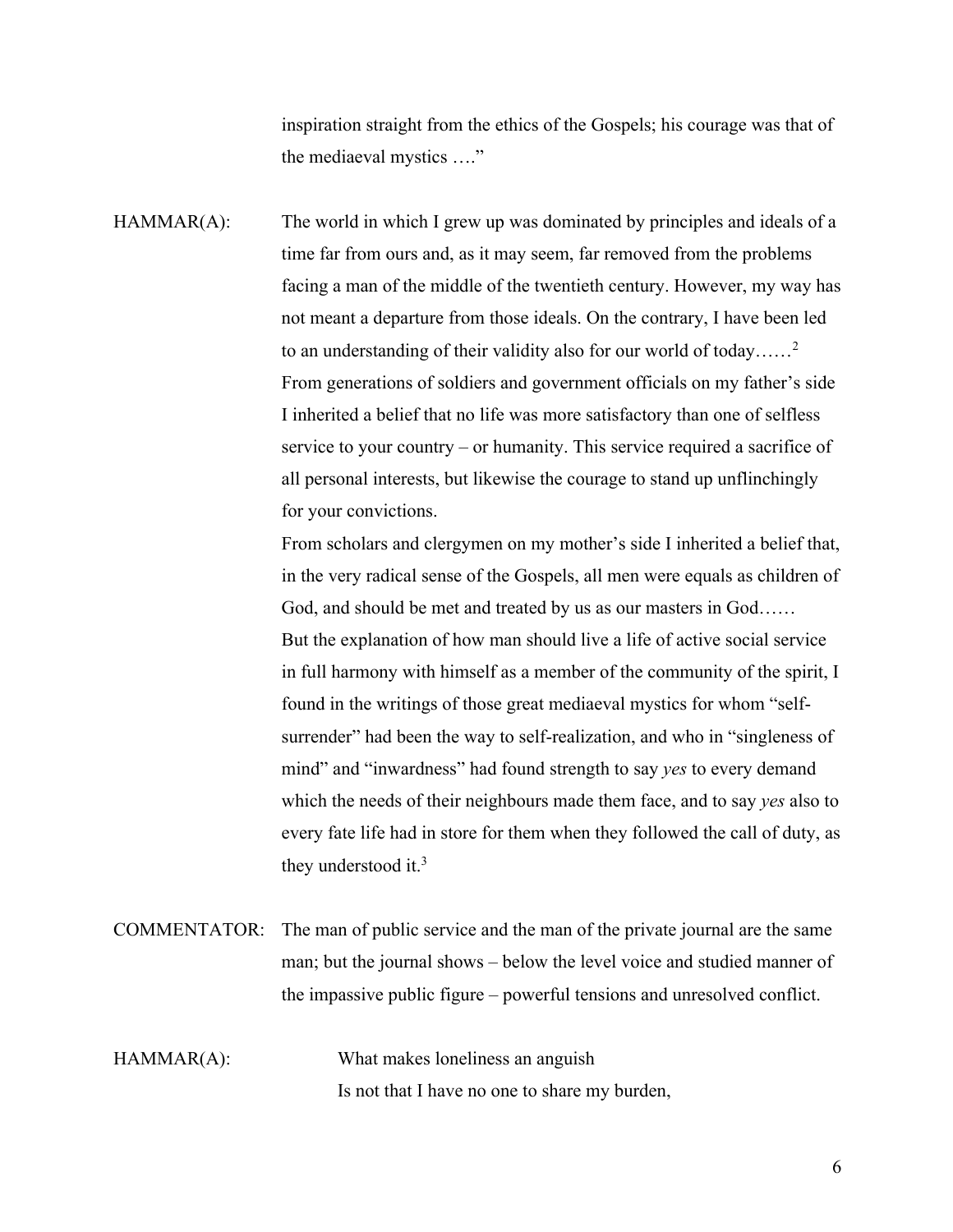inspiration straight from the ethics of the Gospels; his courage was that of the mediaeval mystics …."

HAMMAR(A): The world in which I grew up was dominated by principles and ideals of a time far from ours and, as it may seem, far removed from the problems facing a man of the middle of the twentieth century. However, my way has not meant a departure from those ideals. On the contrary, I have been led to an understanding of their validity also for our world of today……[2]

From generations of soldiers and government officials on my father's side I inherited a belief that no life was more satisfactory than one of selfless service to your country – or humanity. This service required a sacrifice of all personal interests, but likewise the courage to stand up unflinchingly for your convictions.

From scholars and clergymen on my mother's side I inherited a belief that, in the very radical sense of the Gospels, all men were equals as children of God, and should be met and treated by us as our masters in God……

But the explanation of how man should live a life of active social service in full harmony with himself as a member of the community of the spirit, I found in the writings of those great mediaeval mystics for whom "self-surrender" had been the way to self-realization, and who in "singleness of mind" and "inwardness" had found strength to say *yes* to every demand which the needs of their neighbours made them face, and to say *yes* also to every fate life had in store for them when they followed the call of duty, as they understood it.[3]

COMMENTATOR: The man of public service and the man of the private journal are the same man; but the journal shows – below the level voice and studied manner of the impassive public figure – powerful tensions and unresolved conflict.

HAMMAR(A): What makes loneliness an anguish
Is not that I have no one to share my burden,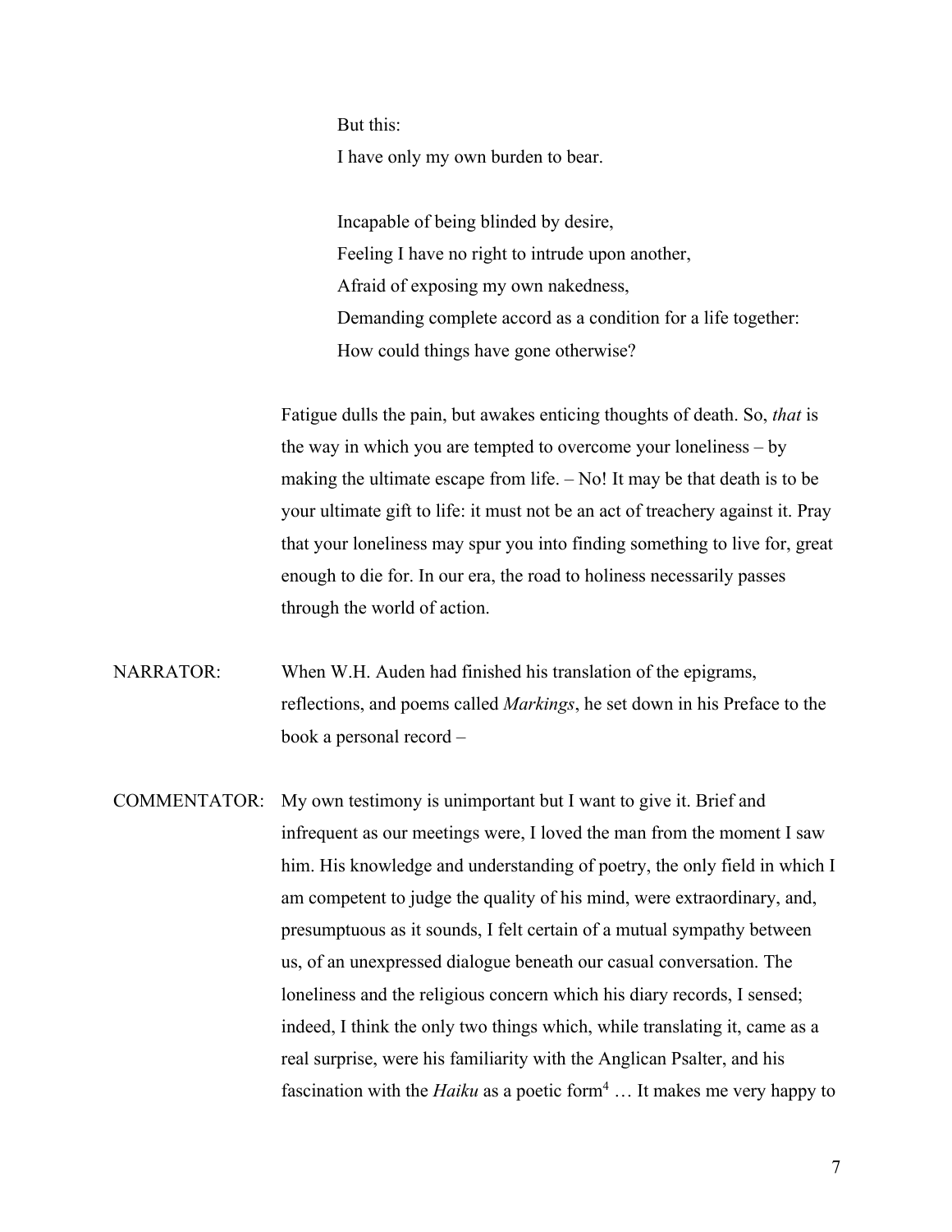But this:
I have only my own burden to bear.

Incapable of being blinded by desire,
Feeling I have no right to intrude upon another,
Afraid of exposing my own nakedness,
Demanding complete accord as a condition for a life together:
How could things have gone otherwise?

Fatigue dulls the pain, but awakes enticing thoughts of death. So, *that* is the way in which you are tempted to overcome your loneliness – by making the ultimate escape from life. – No! It may be that death is to be your ultimate gift to life: it must not be an act of treachery against it. Pray that your loneliness may spur you into finding something to live for, great enough to die for. In our era, the road to holiness necessarily passes through the world of action.

NARRATOR: When W.H. Auden had finished his translation of the epigrams, reflections, and poems called *Markings*, he set down in his Preface to the book a personal record –

COMMENTATOR: My own testimony is unimportant but I want to give it. Brief and infrequent as our meetings were, I loved the man from the moment I saw him. His knowledge and understanding of poetry, the only field in which I am competent to judge the quality of his mind, were extraordinary, and, presumptuous as it sounds, I felt certain of a mutual sympathy between us, of an unexpressed dialogue beneath our casual conversation. The loneliness and the religious concern which his diary records, I sensed; indeed, I think the only two things which, while translating it, came as a real surprise, were his familiarity with the Anglican Psalter, and his fascination with the *Haiku* as a poetic form[4] … It makes me very happy to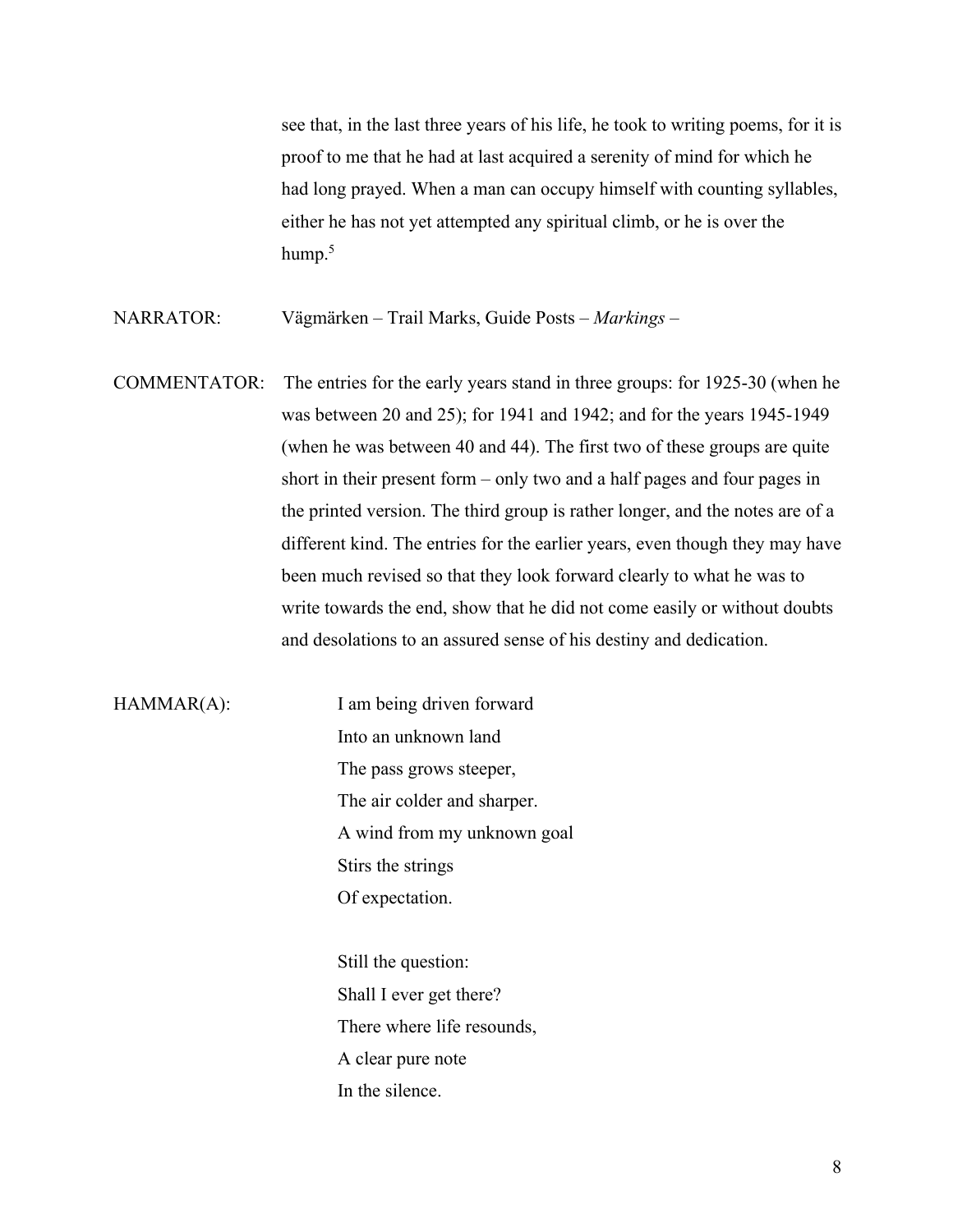see that, in the last three years of his life, he took to writing poems, for it is proof to me that he had at last acquired a serenity of mind for which he had long prayed. When a man can occupy himself with counting syllables, either he has not yet attempted any spiritual climb, or he is over the hump.[5]

NARRATOR: Vägmärken – Trail Marks, Guide Posts – *Markings* –

COMMENTATOR: The entries for the early years stand in three groups: for 1925-30 (when he was between 20 and 25); for 1941 and 1942; and for the years 1945-1949 (when he was between 40 and 44). The first two of these groups are quite short in their present form – only two and a half pages and four pages in the printed version. The third group is rather longer, and the notes are of a different kind. The entries for the earlier years, even though they may have been much revised so that they look forward clearly to what he was to write towards the end, show that he did not come easily or without doubts and desolations to an assured sense of his destiny and dedication.

HAMMAR(A):

I am being driven forward
Into an unknown land
The pass grows steeper,
The air colder and sharper.
A wind from my unknown goal
Stirs the strings
Of expectation.

Still the question:
Shall I ever get there?
There where life resounds,
A clear pure note
In the silence.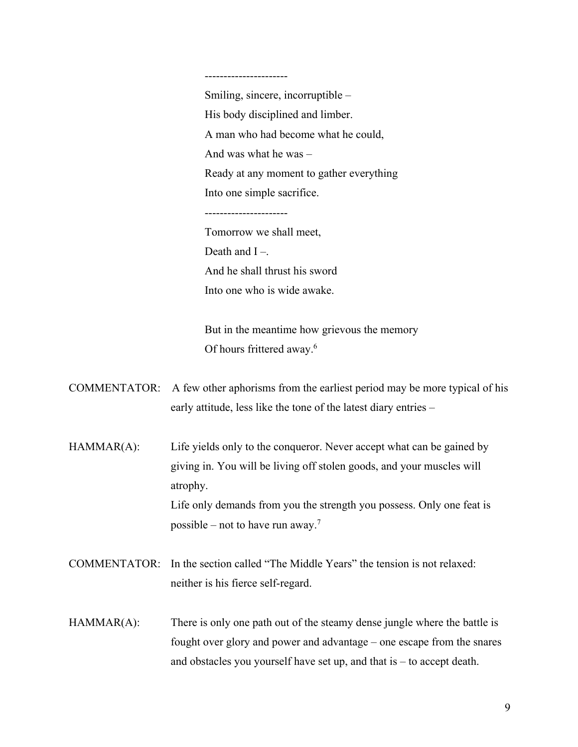----------------------

Smiling, sincere, incorruptible –
His body disciplined and limber.
A man who had become what he could,
And was what he was –
Ready at any moment to gather everything
Into one simple sacrifice.

----------------------

Tomorrow we shall meet,
Death and I –.
And he shall thrust his sword
Into one who is wide awake.

But in the meantime how grievous the memory
Of hours frittered away.[6]

COMMENTATOR: A few other aphorisms from the earliest period may be more typical of his early attitude, less like the tone of the latest diary entries –

HAMMAR(A): Life yields only to the conqueror. Never accept what can be gained by giving in. You will be living off stolen goods, and your muscles will atrophy.
Life only demands from you the strength you possess. Only one feat is possible – not to have run away.[7]

COMMENTATOR: In the section called "The Middle Years" the tension is not relaxed: neither is his fierce self-regard.

HAMMAR(A): There is only one path out of the steamy dense jungle where the battle is fought over glory and power and advantage – one escape from the snares and obstacles you yourself have set up, and that is – to accept death.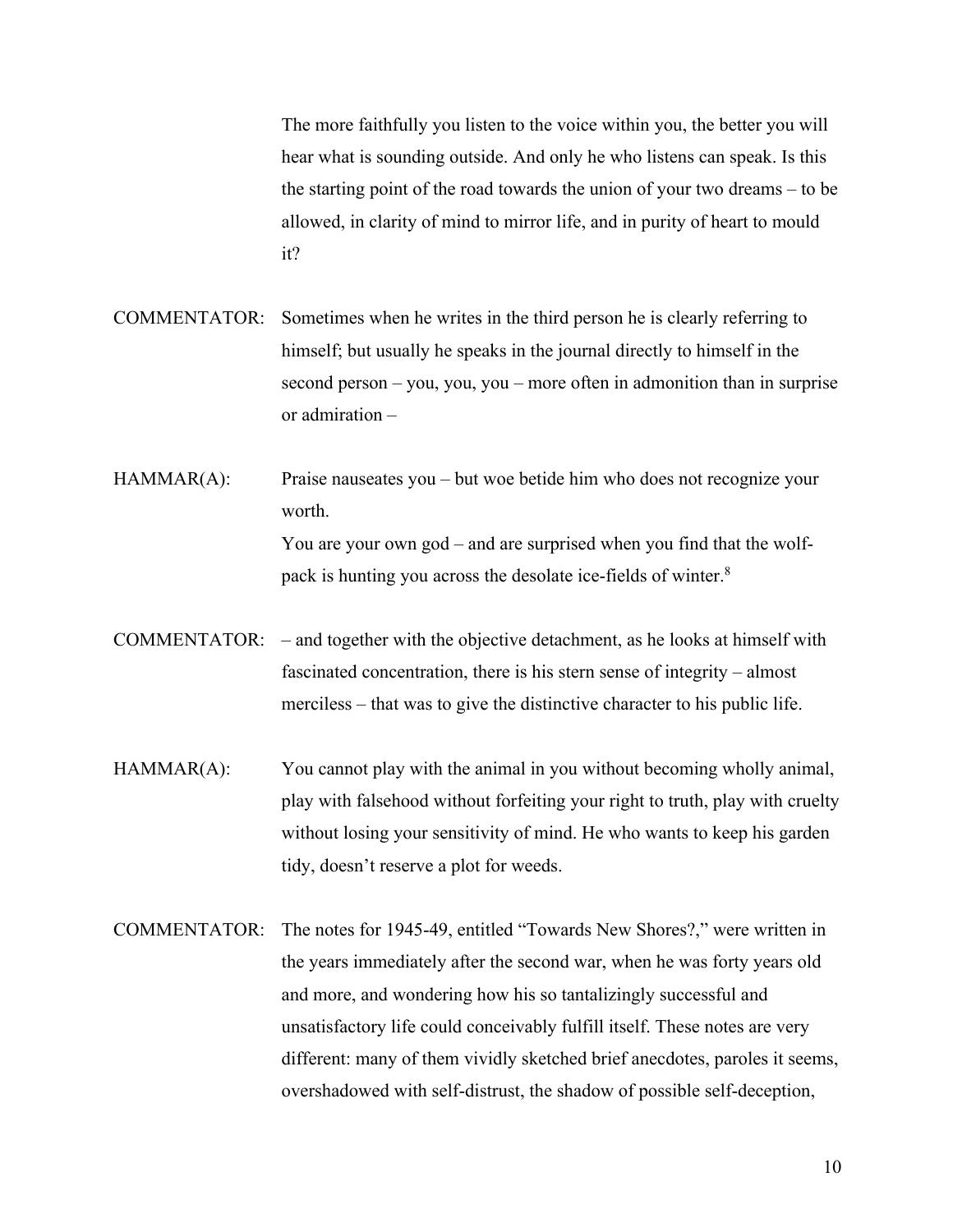The more faithfully you listen to the voice within you, the better you will hear what is sounding outside. And only he who listens can speak. Is this the starting point of the road towards the union of your two dreams – to be allowed, in clarity of mind to mirror life, and in purity of heart to mould it?

COMMENTATOR: Sometimes when he writes in the third person he is clearly referring to himself; but usually he speaks in the journal directly to himself in the second person – you, you, you – more often in admonition than in surprise or admiration –

HAMMAR(A): Praise nauseates you – but woe betide him who does not recognize your worth.
You are your own god – and are surprised when you find that the wolf-pack is hunting you across the desolate ice-fields of winter.[8]

COMMENTATOR: – and together with the objective detachment, as he looks at himself with fascinated concentration, there is his stern sense of integrity – almost merciless – that was to give the distinctive character to his public life.

HAMMAR(A): You cannot play with the animal in you without becoming wholly animal, play with falsehood without forfeiting your right to truth, play with cruelty without losing your sensitivity of mind. He who wants to keep his garden tidy, doesn't reserve a plot for weeds.

COMMENTATOR: The notes for 1945-49, entitled "Towards New Shores?," were written in the years immediately after the second war, when he was forty years old and more, and wondering how his so tantalizingly successful and unsatisfactory life could conceivably fulfill itself. These notes are very different: many of them vividly sketched brief anecdotes, paroles it seems, overshadowed with self-distrust, the shadow of possible self-deception,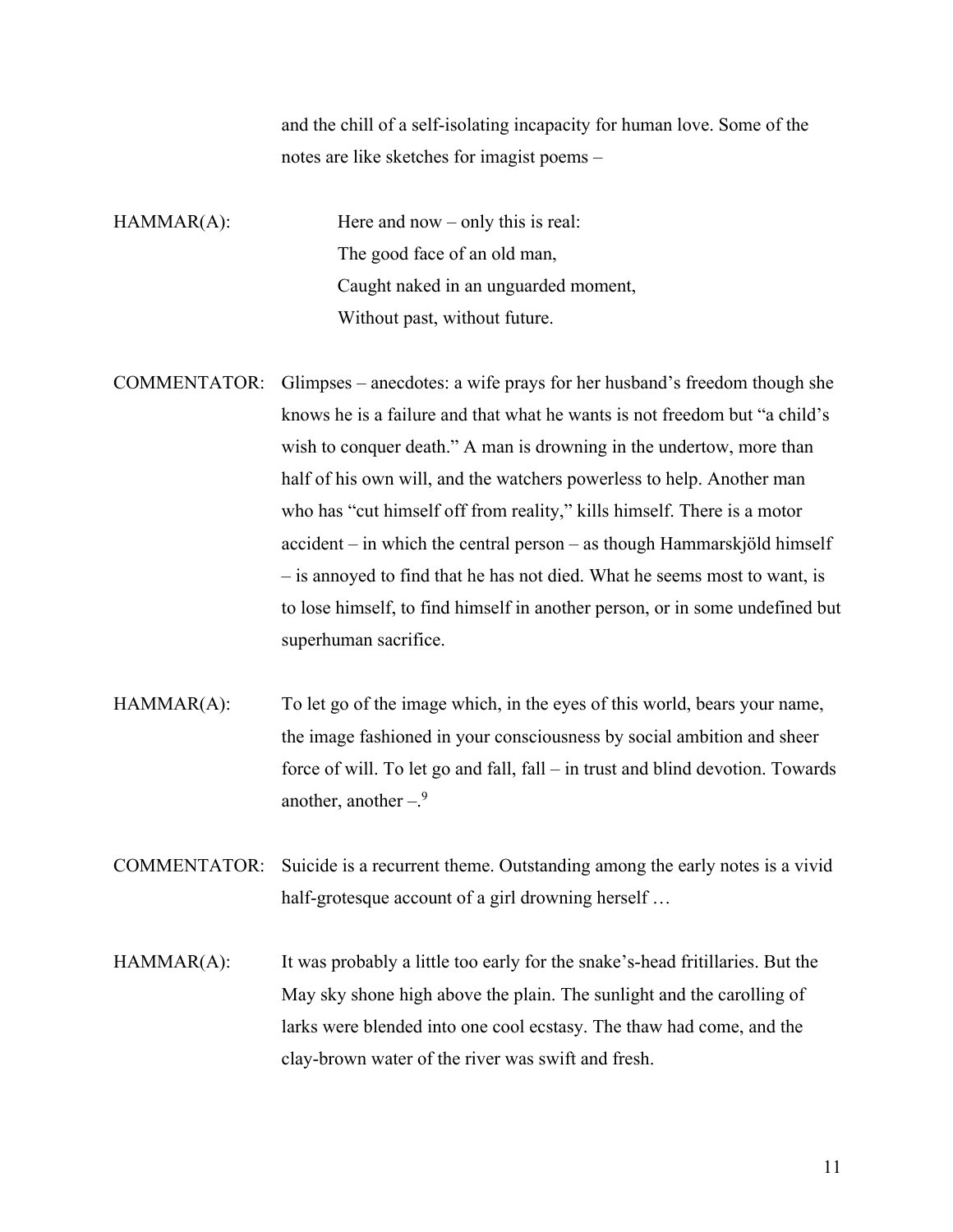and the chill of a self-isolating incapacity for human love. Some of the notes are like sketches for imagist poems –

HAMMAR(A):

> Here and now – only this is real:
> The good face of an old man,
> Caught naked in an unguarded moment,
> Without past, without future.

COMMENTATOR: Glimpses – anecdotes: a wife prays for her husband's freedom though she knows he is a failure and that what he wants is not freedom but "a child's wish to conquer death." A man is drowning in the undertow, more than half of his own will, and the watchers powerless to help. Another man who has "cut himself off from reality," kills himself. There is a motor accident – in which the central person – as though Hammarskjöld himself – is annoyed to find that he has not died. What he seems most to want, is to lose himself, to find himself in another person, or in some undefined but superhuman sacrifice.

HAMMAR(A): To let go of the image which, in the eyes of this world, bears your name, the image fashioned in your consciousness by social ambition and sheer force of will. To let go and fall, fall – in trust and blind devotion. Towards another, another –.[9]

COMMENTATOR: Suicide is a recurrent theme. Outstanding among the early notes is a vivid half-grotesque account of a girl drowning herself …

HAMMAR(A): It was probably a little too early for the snake's-head fritillaries. But the May sky shone high above the plain. The sunlight and the carolling of larks were blended into one cool ecstasy. The thaw had come, and the clay-brown water of the river was swift and fresh.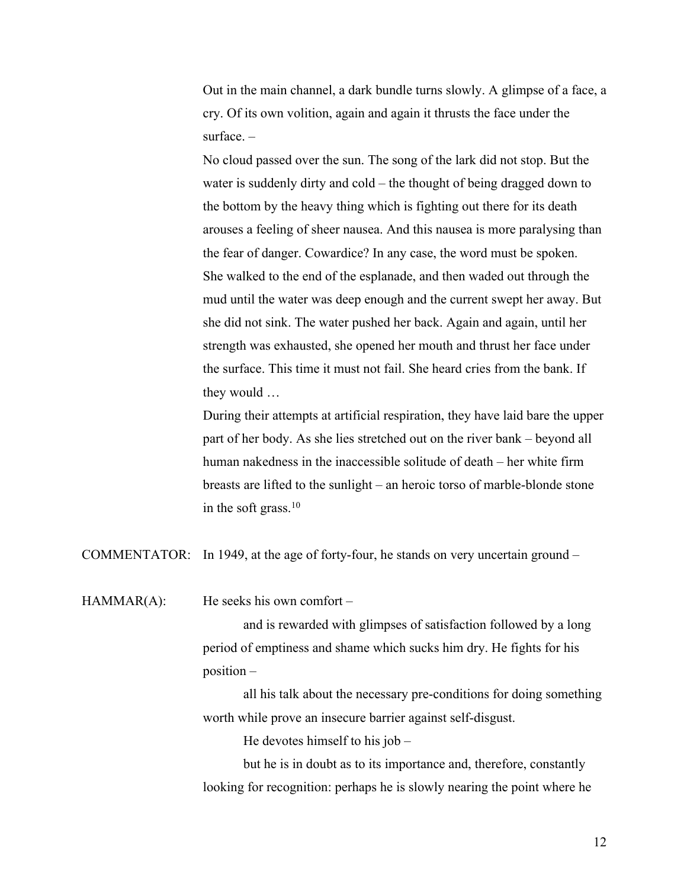Out in the main channel, a dark bundle turns slowly. A glimpse of a face, a cry. Of its own volition, again and again it thrusts the face under the surface. –

No cloud passed over the sun. The song of the lark did not stop. But the water is suddenly dirty and cold – the thought of being dragged down to the bottom by the heavy thing which is fighting out there for its death arouses a feeling of sheer nausea. And this nausea is more paralysing than the fear of danger. Cowardice? In any case, the word must be spoken.

She walked to the end of the esplanade, and then waded out through the mud until the water was deep enough and the current swept her away. But she did not sink. The water pushed her back. Again and again, until her strength was exhausted, she opened her mouth and thrust her face under the surface. This time it must not fail. She heard cries from the bank. If they would …

During their attempts at artificial respiration, they have laid bare the upper part of her body. As she lies stretched out on the river bank – beyond all human nakedness in the inaccessible solitude of death – her white firm breasts are lifted to the sunlight – an heroic torso of marble-blonde stone in the soft grass.[10]

COMMENTATOR: In 1949, at the age of forty-four, he stands on very uncertain ground –

HAMMAR(A): He seeks his own comfort –

and is rewarded with glimpses of satisfaction followed by a long period of emptiness and shame which sucks him dry. He fights for his position –

all his talk about the necessary pre-conditions for doing something worth while prove an insecure barrier against self-disgust.

He devotes himself to his job –

but he is in doubt as to its importance and, therefore, constantly looking for recognition: perhaps he is slowly nearing the point where he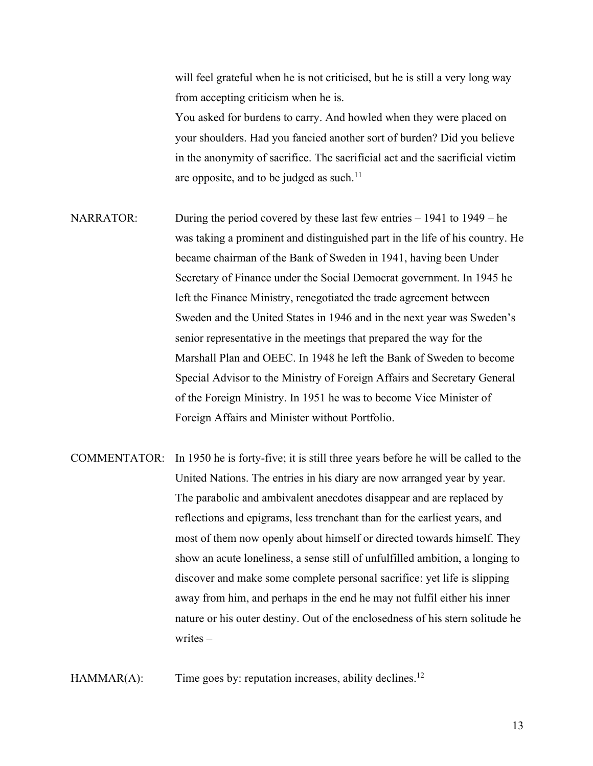will feel grateful when he is not criticised, but he is still a very long way from accepting criticism when he is.

You asked for burdens to carry. And howled when they were placed on your shoulders. Had you fancied another sort of burden? Did you believe in the anonymity of sacrifice. The sacrificial act and the sacrificial victim are opposite, and to be judged as such.[11]

NARRATOR: During the period covered by these last few entries – 1941 to 1949 – he was taking a prominent and distinguished part in the life of his country. He became chairman of the Bank of Sweden in 1941, having been Under Secretary of Finance under the Social Democrat government. In 1945 he left the Finance Ministry, renegotiated the trade agreement between Sweden and the United States in 1946 and in the next year was Sweden's senior representative in the meetings that prepared the way for the Marshall Plan and OEEC. In 1948 he left the Bank of Sweden to become Special Advisor to the Ministry of Foreign Affairs and Secretary General of the Foreign Ministry. In 1951 he was to become Vice Minister of Foreign Affairs and Minister without Portfolio.

COMMENTATOR: In 1950 he is forty-five; it is still three years before he will be called to the United Nations. The entries in his diary are now arranged year by year. The parabolic and ambivalent anecdotes disappear and are replaced by reflections and epigrams, less trenchant than for the earliest years, and most of them now openly about himself or directed towards himself. They show an acute loneliness, a sense still of unfulfilled ambition, a longing to discover and make some complete personal sacrifice: yet life is slipping away from him, and perhaps in the end he may not fulfil either his inner nature or his outer destiny. Out of the enclosedness of his stern solitude he writes –

HAMMAR(A): Time goes by: reputation increases, ability declines.[12]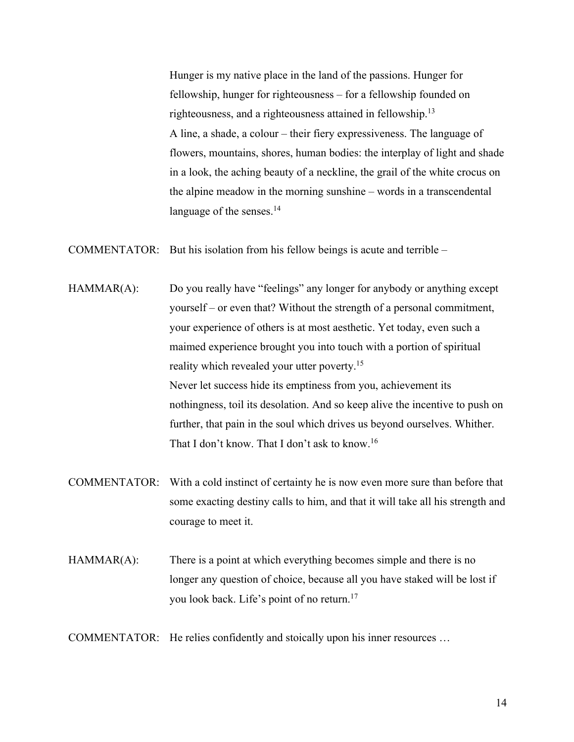Hunger is my native place in the land of the passions. Hunger for fellowship, hunger for righteousness – for a fellowship founded on righteousness, and a righteousness attained in fellowship.[13]
A line, a shade, a colour – their fiery expressiveness. The language of flowers, mountains, shores, human bodies: the interplay of light and shade in a look, the aching beauty of a neckline, the grail of the white crocus on the alpine meadow in the morning sunshine – words in a transcendental language of the senses.[14]

COMMENTATOR: But his isolation from his fellow beings is acute and terrible –

HAMMAR(A): Do you really have "feelings" any longer for anybody or anything except yourself – or even that? Without the strength of a personal commitment, your experience of others is at most aesthetic. Yet today, even such a maimed experience brought you into touch with a portion of spiritual reality which revealed your utter poverty.[15]
Never let success hide its emptiness from you, achievement its nothingness, toil its desolation. And so keep alive the incentive to push on further, that pain in the soul which drives us beyond ourselves. Whither. That I don't know. That I don't ask to know.[16]

COMMENTATOR: With a cold instinct of certainty he is now even more sure than before that some exacting destiny calls to him, and that it will take all his strength and courage to meet it.

HAMMAR(A): There is a point at which everything becomes simple and there is no longer any question of choice, because all you have staked will be lost if you look back. Life's point of no return.[17]

COMMENTATOR: He relies confidently and stoically upon his inner resources …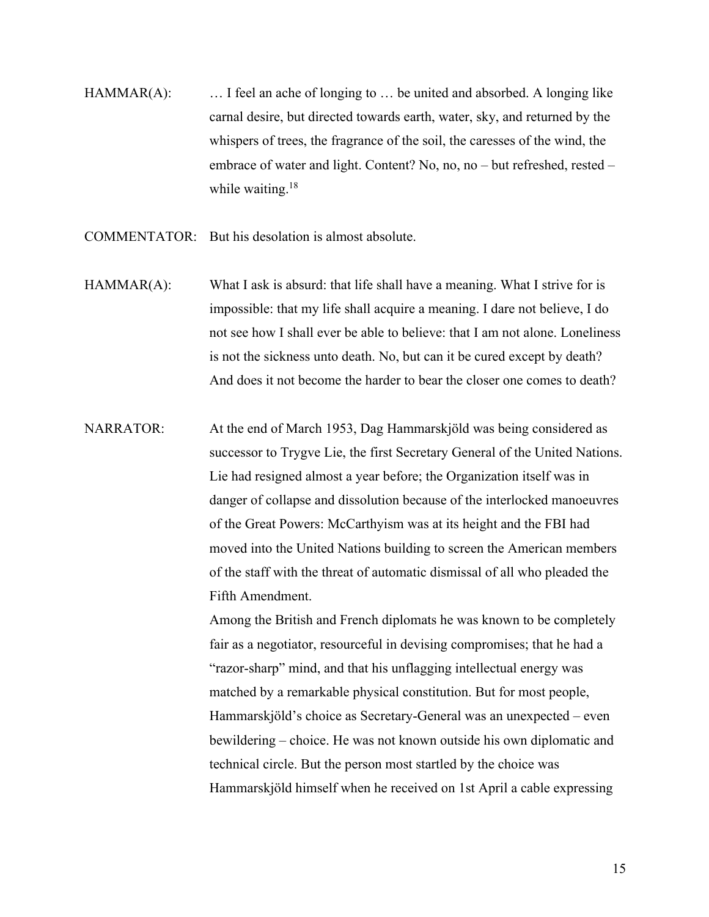HAMMAR(A): … I feel an ache of longing to … be united and absorbed. A longing like carnal desire, but directed towards earth, water, sky, and returned by the whispers of trees, the fragrance of the soil, the caresses of the wind, the embrace of water and light. Content? No, no, no – but refreshed, rested – while waiting.[18]

COMMENTATOR: But his desolation is almost absolute.

HAMMAR(A): What I ask is absurd: that life shall have a meaning. What I strive for is impossible: that my life shall acquire a meaning. I dare not believe, I do not see how I shall ever be able to believe: that I am not alone. Loneliness is not the sickness unto death. No, but can it be cured except by death? And does it not become the harder to bear the closer one comes to death?

NARRATOR: At the end of March 1953, Dag Hammarskjöld was being considered as successor to Trygve Lie, the first Secretary General of the United Nations. Lie had resigned almost a year before; the Organization itself was in danger of collapse and dissolution because of the interlocked manoeuvres of the Great Powers: McCarthyism was at its height and the FBI had moved into the United Nations building to screen the American members of the staff with the threat of automatic dismissal of all who pleaded the Fifth Amendment.

Among the British and French diplomats he was known to be completely fair as a negotiator, resourceful in devising compromises; that he had a "razor-sharp" mind, and that his unflagging intellectual energy was matched by a remarkable physical constitution. But for most people, Hammarskjöld's choice as Secretary-General was an unexpected – even bewildering – choice. He was not known outside his own diplomatic and technical circle. But the person most startled by the choice was Hammarskjöld himself when he received on 1st April a cable expressing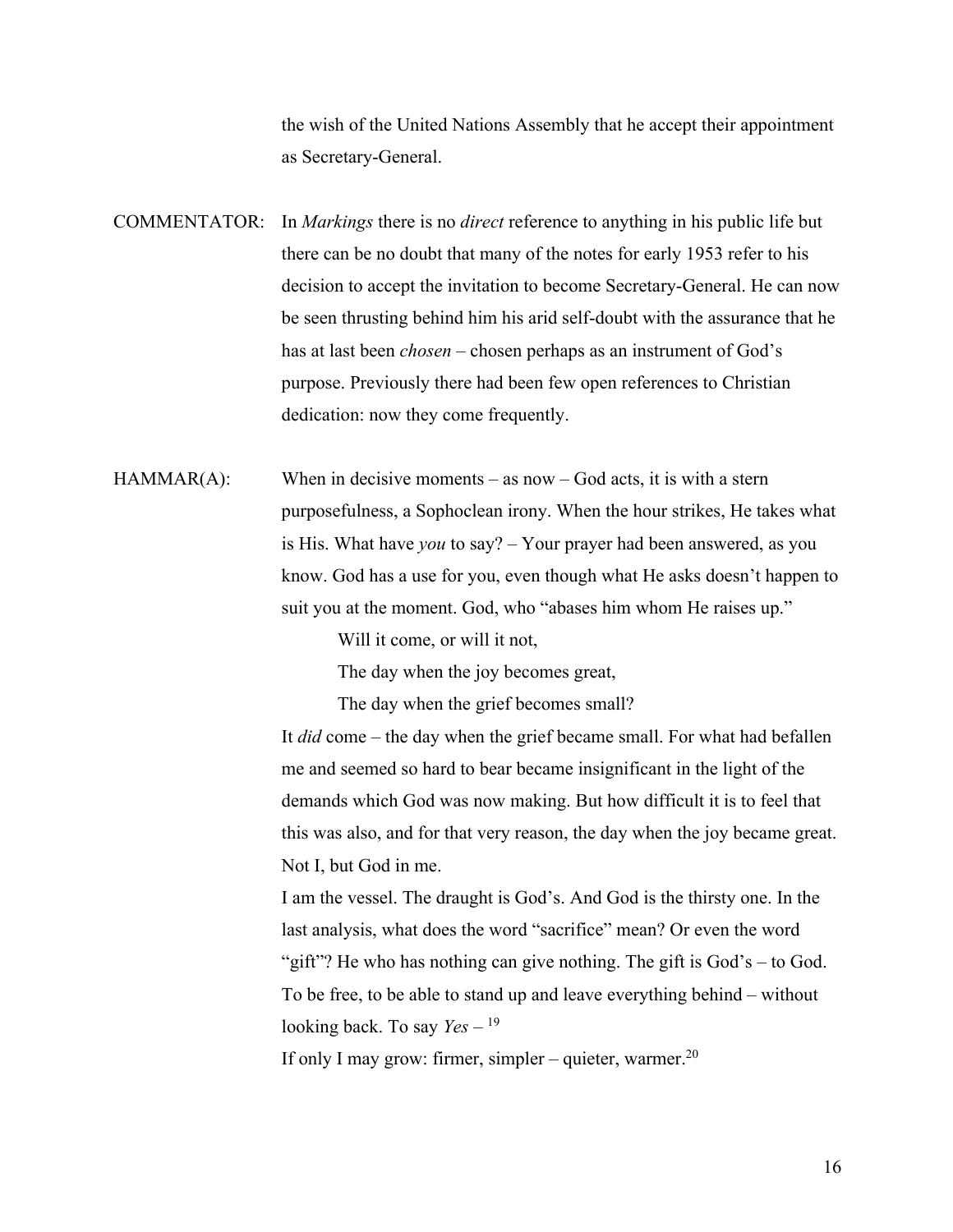the wish of the United Nations Assembly that he accept their appointment as Secretary-General.

COMMENTATOR: In *Markings* there is no *direct* reference to anything in his public life but there can be no doubt that many of the notes for early 1953 refer to his decision to accept the invitation to become Secretary-General. He can now be seen thrusting behind him his arid self-doubt with the assurance that he has at last been *chosen* – chosen perhaps as an instrument of God's purpose. Previously there had been few open references to Christian dedication: now they come frequently.

HAMMAR(A): When in decisive moments – as now – God acts, it is with a stern purposefulness, a Sophoclean irony. When the hour strikes, He takes what is His. What have *you* to say? – Your prayer had been answered, as you know. God has a use for you, even though what He asks doesn't happen to suit you at the moment. God, who "abases him whom He raises up."

> Will it come, or will it not,
> The day when the joy becomes great,
> The day when the grief becomes small?

It *did* come – the day when the grief became small. For what had befallen me and seemed so hard to bear became insignificant in the light of the demands which God was now making. But how difficult it is to feel that this was also, and for that very reason, the day when the joy became great. Not I, but God in me.

I am the vessel. The draught is God's. And God is the thirsty one. In the last analysis, what does the word "sacrifice" mean? Or even the word "gift"? He who has nothing can give nothing. The gift is God's – to God. To be free, to be able to stand up and leave everything behind – without looking back. To say *Yes* – [19]

If only I may grow: firmer, simpler – quieter, warmer.[20]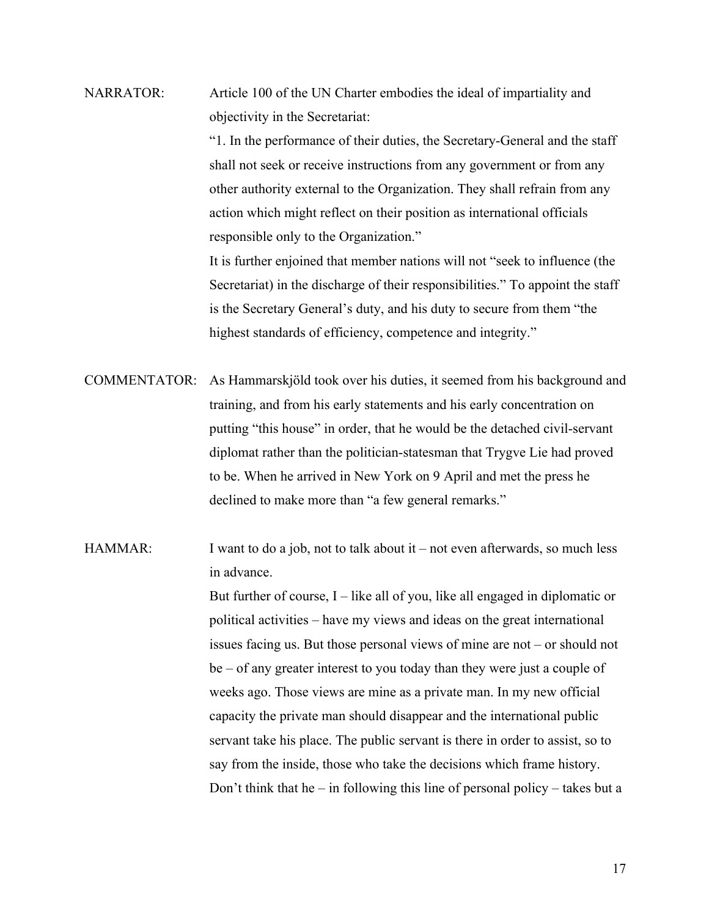NARRATOR: Article 100 of the UN Charter embodies the ideal of impartiality and objectivity in the Secretariat:

"1. In the performance of their duties, the Secretary-General and the staff shall not seek or receive instructions from any government or from any other authority external to the Organization. They shall refrain from any action which might reflect on their position as international officials responsible only to the Organization."

It is further enjoined that member nations will not "seek to influence (the Secretariat) in the discharge of their responsibilities." To appoint the staff is the Secretary General's duty, and his duty to secure from them "the highest standards of efficiency, competence and integrity."

COMMENTATOR: As Hammarskjöld took over his duties, it seemed from his background and training, and from his early statements and his early concentration on putting "this house" in order, that he would be the detached civil-servant diplomat rather than the politician-statesman that Trygve Lie had proved to be. When he arrived in New York on 9 April and met the press he declined to make more than "a few general remarks."

HAMMAR: I want to do a job, not to talk about it – not even afterwards, so much less in advance.

But further of course, I – like all of you, like all engaged in diplomatic or political activities – have my views and ideas on the great international issues facing us. But those personal views of mine are not – or should not be – of any greater interest to you today than they were just a couple of weeks ago. Those views are mine as a private man. In my new official capacity the private man should disappear and the international public servant take his place. The public servant is there in order to assist, so to say from the inside, those who take the decisions which frame history. Don't think that he – in following this line of personal policy – takes but a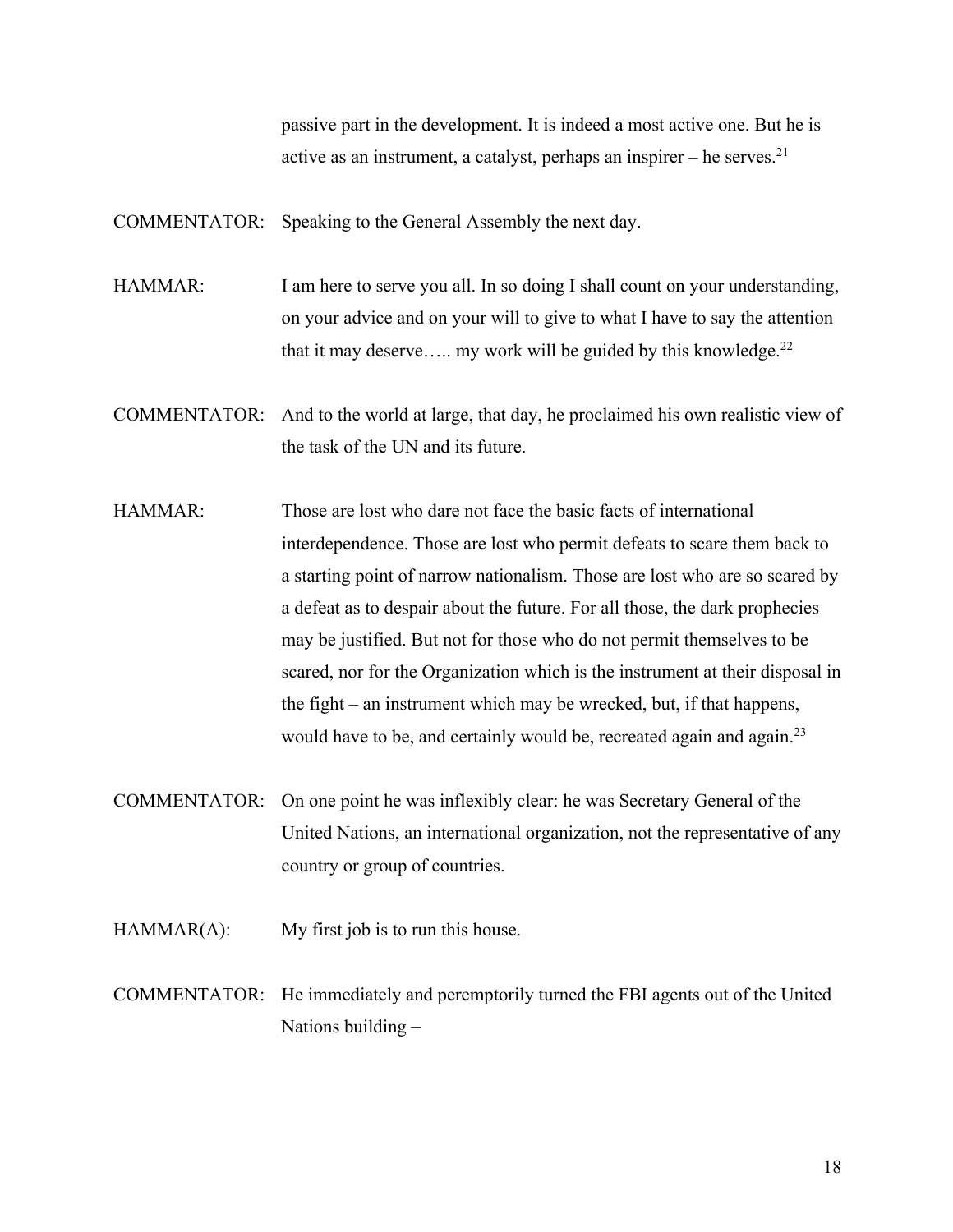passive part in the development. It is indeed a most active one. But he is active as an instrument, a catalyst, perhaps an inspirer – he serves.[21]

COMMENTATOR: Speaking to the General Assembly the next day.

HAMMAR: I am here to serve you all. In so doing I shall count on your understanding, on your advice and on your will to give to what I have to say the attention that it may deserve….. my work will be guided by this knowledge.[22]

COMMENTATOR: And to the world at large, that day, he proclaimed his own realistic view of the task of the UN and its future.

HAMMAR: Those are lost who dare not face the basic facts of international interdependence. Those are lost who permit defeats to scare them back to a starting point of narrow nationalism. Those are lost who are so scared by a defeat as to despair about the future. For all those, the dark prophecies may be justified. But not for those who do not permit themselves to be scared, nor for the Organization which is the instrument at their disposal in the fight – an instrument which may be wrecked, but, if that happens, would have to be, and certainly would be, recreated again and again.[23]

COMMENTATOR: On one point he was inflexibly clear: he was Secretary General of the United Nations, an international organization, not the representative of any country or group of countries.

HAMMAR(A): My first job is to run this house.

COMMENTATOR: He immediately and peremptorily turned the FBI agents out of the United Nations building –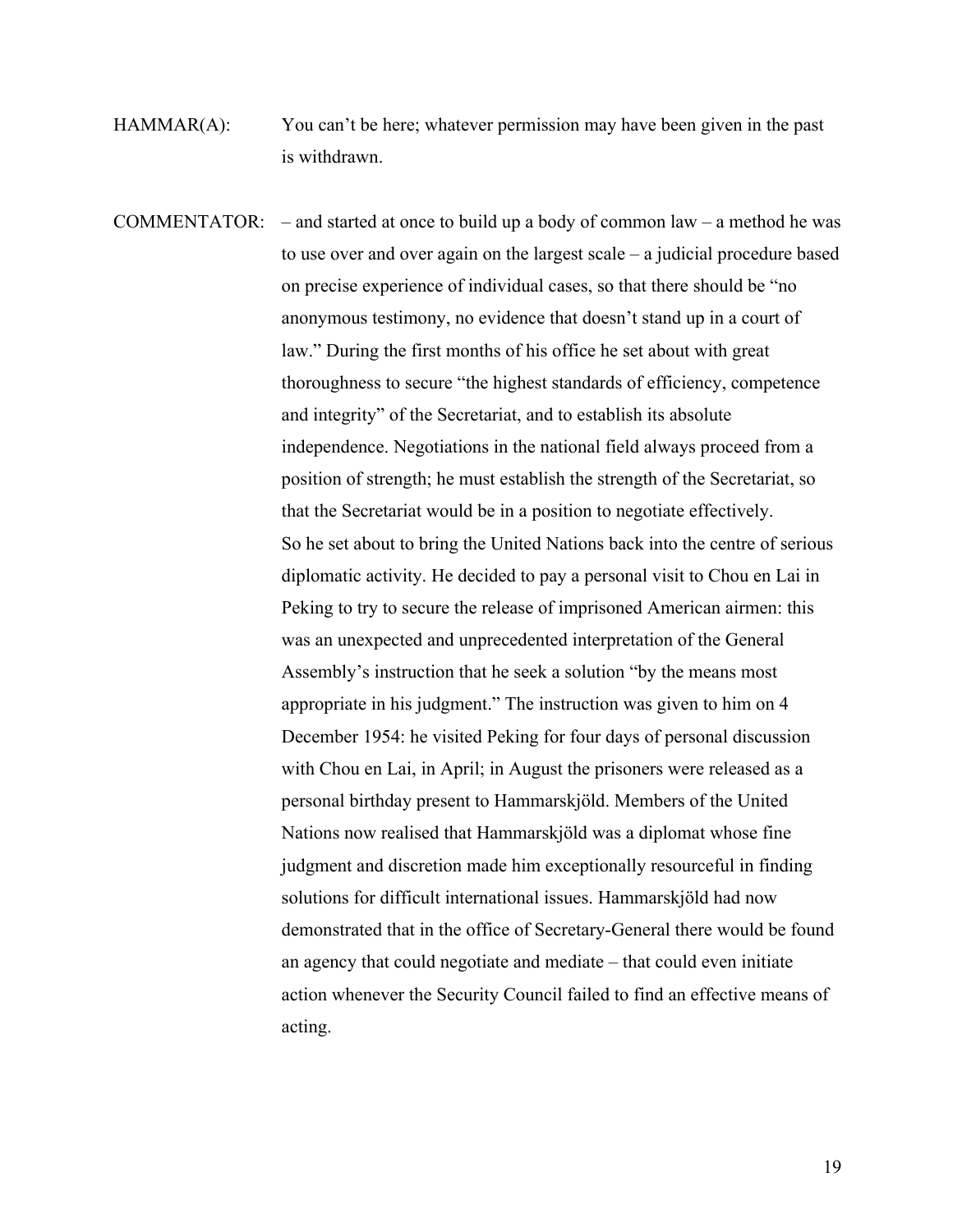HAMMAR(A): You can't be here; whatever permission may have been given in the past is withdrawn.

COMMENTATOR: – and started at once to build up a body of common law – a method he was to use over and over again on the largest scale – a judicial procedure based on precise experience of individual cases, so that there should be "no anonymous testimony, no evidence that doesn't stand up in a court of law." During the first months of his office he set about with great thoroughness to secure "the highest standards of efficiency, competence and integrity" of the Secretariat, and to establish its absolute independence. Negotiations in the national field always proceed from a position of strength; he must establish the strength of the Secretariat, so that the Secretariat would be in a position to negotiate effectively.
So he set about to bring the United Nations back into the centre of serious diplomatic activity. He decided to pay a personal visit to Chou en Lai in Peking to try to secure the release of imprisoned American airmen: this was an unexpected and unprecedented interpretation of the General Assembly's instruction that he seek a solution "by the means most appropriate in his judgment." The instruction was given to him on 4 December 1954: he visited Peking for four days of personal discussion with Chou en Lai, in April; in August the prisoners were released as a personal birthday present to Hammarskjöld. Members of the United Nations now realised that Hammarskjöld was a diplomat whose fine judgment and discretion made him exceptionally resourceful in finding solutions for difficult international issues. Hammarskjöld had now demonstrated that in the office of Secretary-General there would be found an agency that could negotiate and mediate – that could even initiate action whenever the Security Council failed to find an effective means of acting.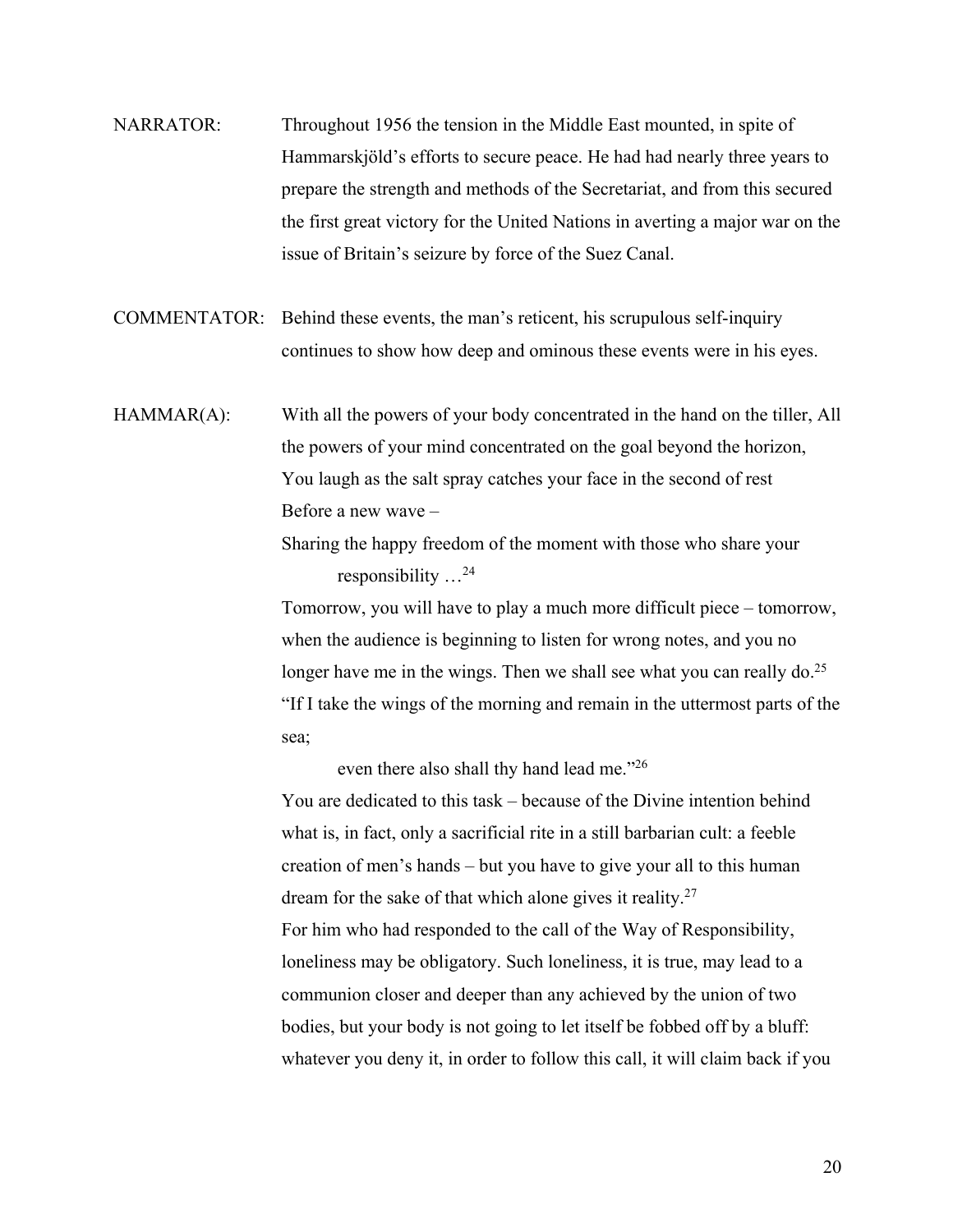NARRATOR: Throughout 1956 the tension in the Middle East mounted, in spite of Hammarskjöld's efforts to secure peace. He had had nearly three years to prepare the strength and methods of the Secretariat, and from this secured the first great victory for the United Nations in averting a major war on the issue of Britain's seizure by force of the Suez Canal.

COMMENTATOR: Behind these events, the man's reticent, his scrupulous self-inquiry continues to show how deep and ominous these events were in his eyes.

HAMMAR(A): With all the powers of your body concentrated in the hand on the tiller, All the powers of your mind concentrated on the goal beyond the horizon,
You laugh as the salt spray catches your face in the second of rest
Before a new wave –
Sharing the happy freedom of the moment with those who share your
 responsibility …[24]
Tomorrow, you will have to play a much more difficult piece – tomorrow, when the audience is beginning to listen for wrong notes, and you no longer have me in the wings. Then we shall see what you can really do.[25]
"If I take the wings of the morning and remain in the uttermost parts of the sea;
 even there also shall thy hand lead me."[26]
You are dedicated to this task – because of the Divine intention behind what is, in fact, only a sacrificial rite in a still barbarian cult: a feeble creation of men's hands – but you have to give your all to this human dream for the sake of that which alone gives it reality.[27]
For him who had responded to the call of the Way of Responsibility, loneliness may be obligatory. Such loneliness, it is true, may lead to a communion closer and deeper than any achieved by the union of two bodies, but your body is not going to let itself be fobbed off by a bluff: whatever you deny it, in order to follow this call, it will claim back if you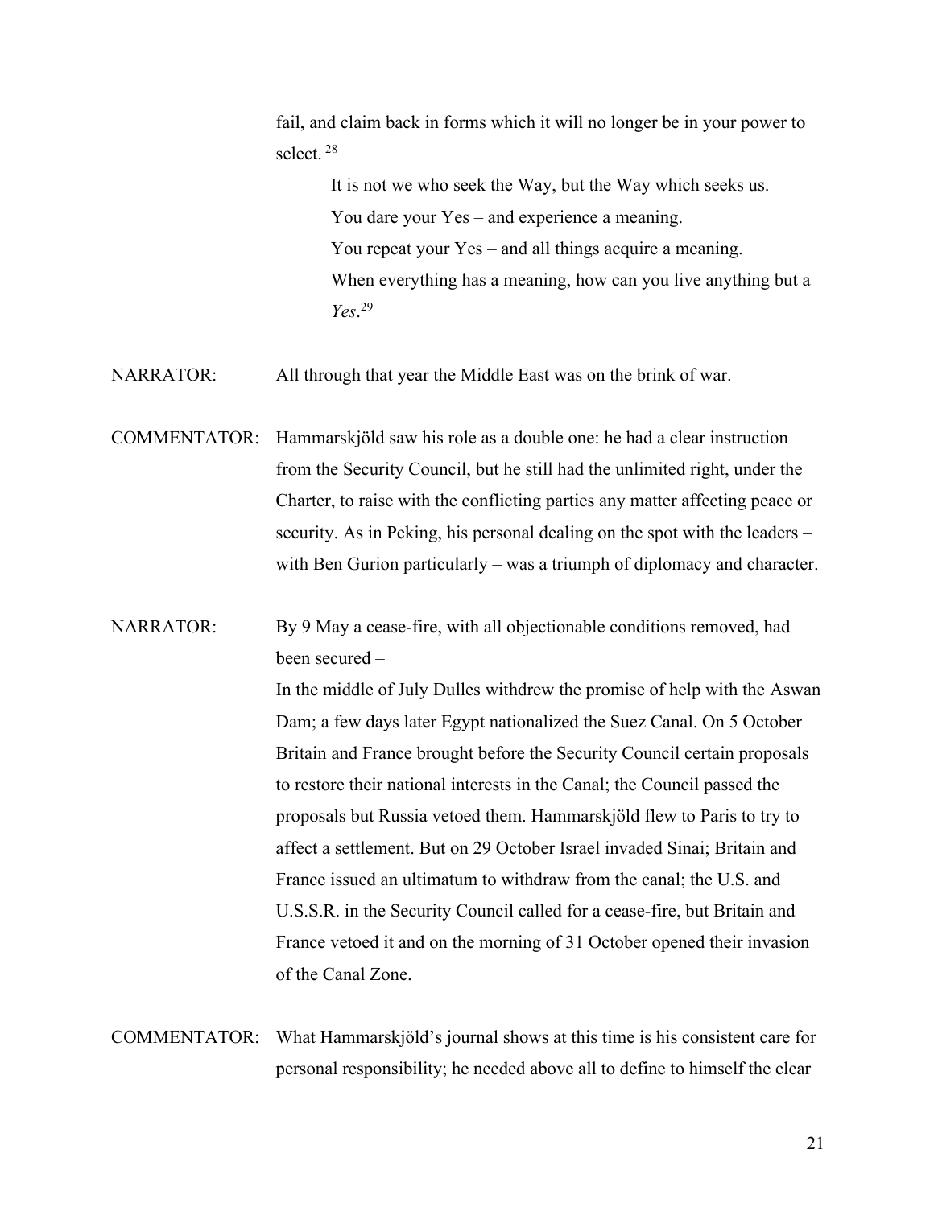fail, and claim back in forms which it will no longer be in your power to select.[28]

> It is not we who seek the Way, but the Way which seeks us.
> You dare your Yes – and experience a meaning.
> You repeat your Yes – and all things acquire a meaning.
> When everything has a meaning, how can you live anything but a *Yes*.[29]

NARRATOR: All through that year the Middle East was on the brink of war.

COMMENTATOR: Hammarskjöld saw his role as a double one: he had a clear instruction from the Security Council, but he still had the unlimited right, under the Charter, to raise with the conflicting parties any matter affecting peace or security. As in Peking, his personal dealing on the spot with the leaders – with Ben Gurion particularly – was a triumph of diplomacy and character.

NARRATOR: By 9 May a cease-fire, with all objectionable conditions removed, had been secured –
In the middle of July Dulles withdrew the promise of help with the Aswan Dam; a few days later Egypt nationalized the Suez Canal. On 5 October Britain and France brought before the Security Council certain proposals to restore their national interests in the Canal; the Council passed the proposals but Russia vetoed them. Hammarskjöld flew to Paris to try to affect a settlement. But on 29 October Israel invaded Sinai; Britain and France issued an ultimatum to withdraw from the canal; the U.S. and U.S.S.R. in the Security Council called for a cease-fire, but Britain and France vetoed it and on the morning of 31 October opened their invasion of the Canal Zone.

COMMENTATOR: What Hammarskjöld's journal shows at this time is his consistent care for personal responsibility; he needed above all to define to himself the clear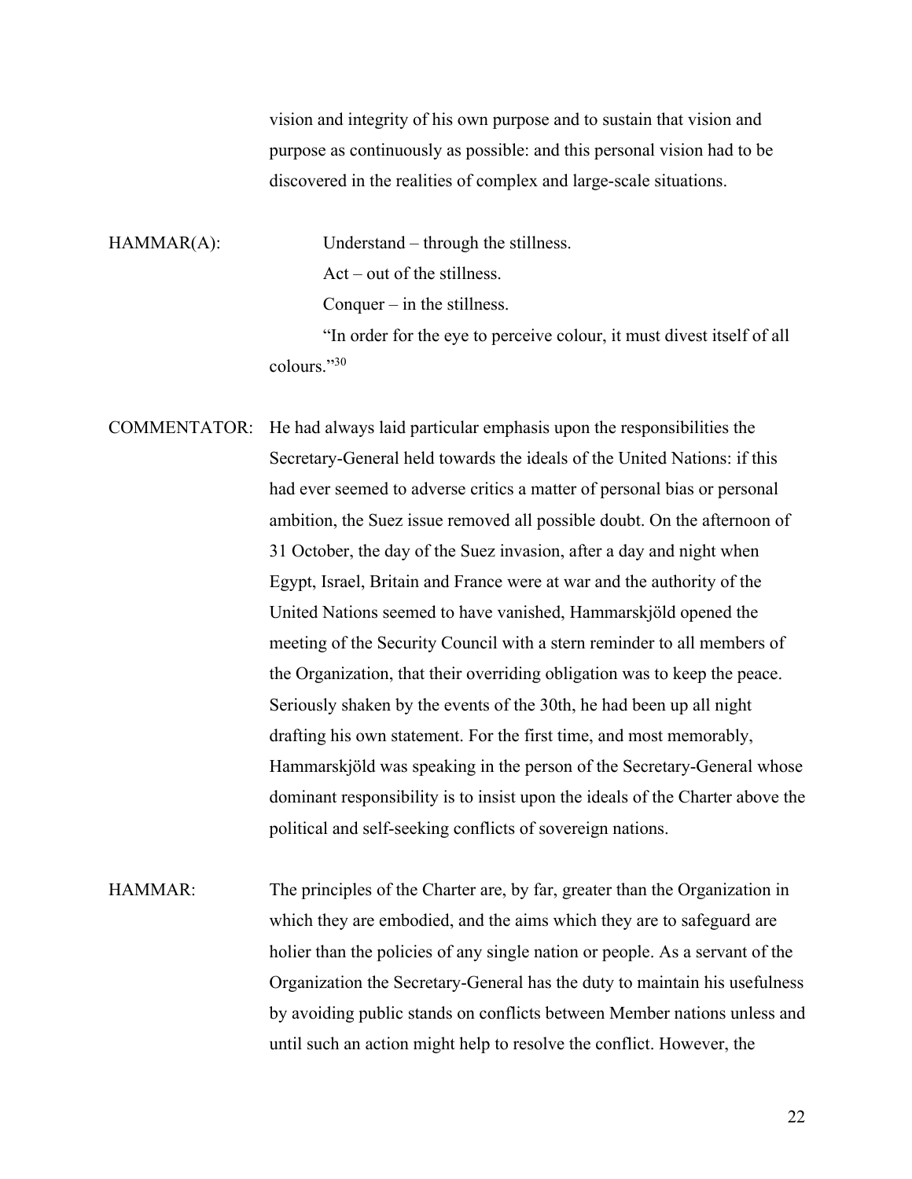vision and integrity of his own purpose and to sustain that vision and purpose as continuously as possible: and this personal vision had to be discovered in the realities of complex and large-scale situations.

HAMMAR(A): Understand – through the stillness.
Act – out of the stillness.
Conquer – in the stillness.
"In order for the eye to perceive colour, it must divest itself of all colours."[30]

COMMENTATOR: He had always laid particular emphasis upon the responsibilities the Secretary-General held towards the ideals of the United Nations: if this had ever seemed to adverse critics a matter of personal bias or personal ambition, the Suez issue removed all possible doubt. On the afternoon of 31 October, the day of the Suez invasion, after a day and night when Egypt, Israel, Britain and France were at war and the authority of the United Nations seemed to have vanished, Hammarskjöld opened the meeting of the Security Council with a stern reminder to all members of the Organization, that their overriding obligation was to keep the peace. Seriously shaken by the events of the 30th, he had been up all night drafting his own statement. For the first time, and most memorably, Hammarskjöld was speaking in the person of the Secretary-General whose dominant responsibility is to insist upon the ideals of the Charter above the political and self-seeking conflicts of sovereign nations.

HAMMAR: The principles of the Charter are, by far, greater than the Organization in which they are embodied, and the aims which they are to safeguard are holier than the policies of any single nation or people. As a servant of the Organization the Secretary-General has the duty to maintain his usefulness by avoiding public stands on conflicts between Member nations unless and until such an action might help to resolve the conflict. However, the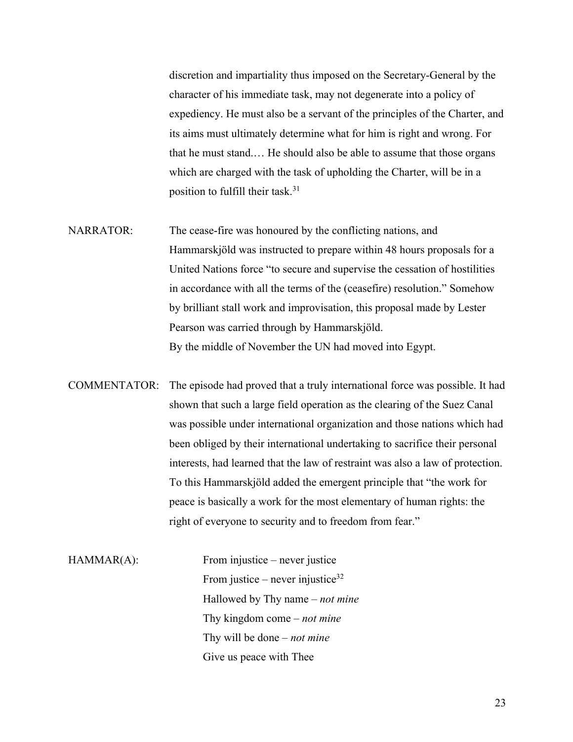discretion and impartiality thus imposed on the Secretary-General by the character of his immediate task, may not degenerate into a policy of expediency. He must also be a servant of the principles of the Charter, and its aims must ultimately determine what for him is right and wrong. For that he must stand.… He should also be able to assume that those organs which are charged with the task of upholding the Charter, will be in a position to fulfill their task.[31]

NARRATOR: The cease-fire was honoured by the conflicting nations, and Hammarskjöld was instructed to prepare within 48 hours proposals for a United Nations force "to secure and supervise the cessation of hostilities in accordance with all the terms of the (ceasefire) resolution." Somehow by brilliant stall work and improvisation, this proposal made by Lester Pearson was carried through by Hammarskjöld.
By the middle of November the UN had moved into Egypt.

COMMENTATOR: The episode had proved that a truly international force was possible. It had shown that such a large field operation as the clearing of the Suez Canal was possible under international organization and those nations which had been obliged by their international undertaking to sacrifice their personal interests, had learned that the law of restraint was also a law of protection. To this Hammarskjöld added the emergent principle that "the work for peace is basically a work for the most elementary of human rights: the right of everyone to security and to freedom from fear."

HAMMAR(A):

From injustice – never justice
From justice – never injustice[32]
Hallowed by Thy name – *not mine*
Thy kingdom come – *not mine*
Thy will be done – *not mine*
Give us peace with Thee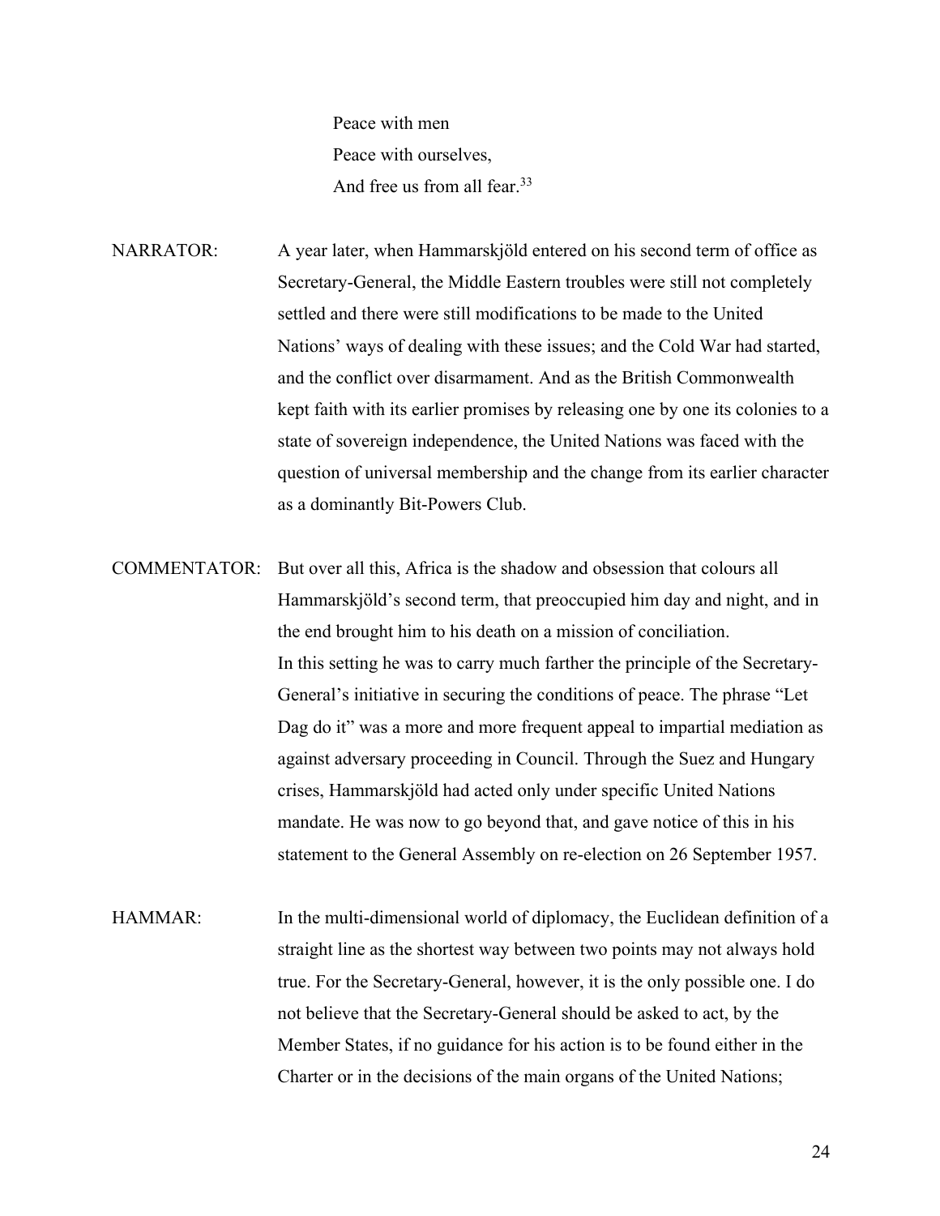Peace with men  
Peace with ourselves,  
And free us from all fear.[33]

NARRATOR: A year later, when Hammarskjöld entered on his second term of office as Secretary-General, the Middle Eastern troubles were still not completely settled and there were still modifications to be made to the United Nations' ways of dealing with these issues; and the Cold War had started, and the conflict over disarmament. And as the British Commonwealth kept faith with its earlier promises by releasing one by one its colonies to a state of sovereign independence, the United Nations was faced with the question of universal membership and the change from its earlier character as a dominantly Bit-Powers Club.

COMMENTATOR: But over all this, Africa is the shadow and obsession that colours all Hammarskjöld's second term, that preoccupied him day and night, and in the end brought him to his death on a mission of conciliation.  
In this setting he was to carry much farther the principle of the Secretary-General's initiative in securing the conditions of peace. The phrase "Let Dag do it" was a more and more frequent appeal to impartial mediation as against adversary proceeding in Council. Through the Suez and Hungary crises, Hammarskjöld had acted only under specific United Nations mandate. He was now to go beyond that, and gave notice of this in his statement to the General Assembly on re-election on 26 September 1957.

HAMMAR: In the multi-dimensional world of diplomacy, the Euclidean definition of a straight line as the shortest way between two points may not always hold true. For the Secretary-General, however, it is the only possible one. I do not believe that the Secretary-General should be asked to act, by the Member States, if no guidance for his action is to be found either in the Charter or in the decisions of the main organs of the United Nations;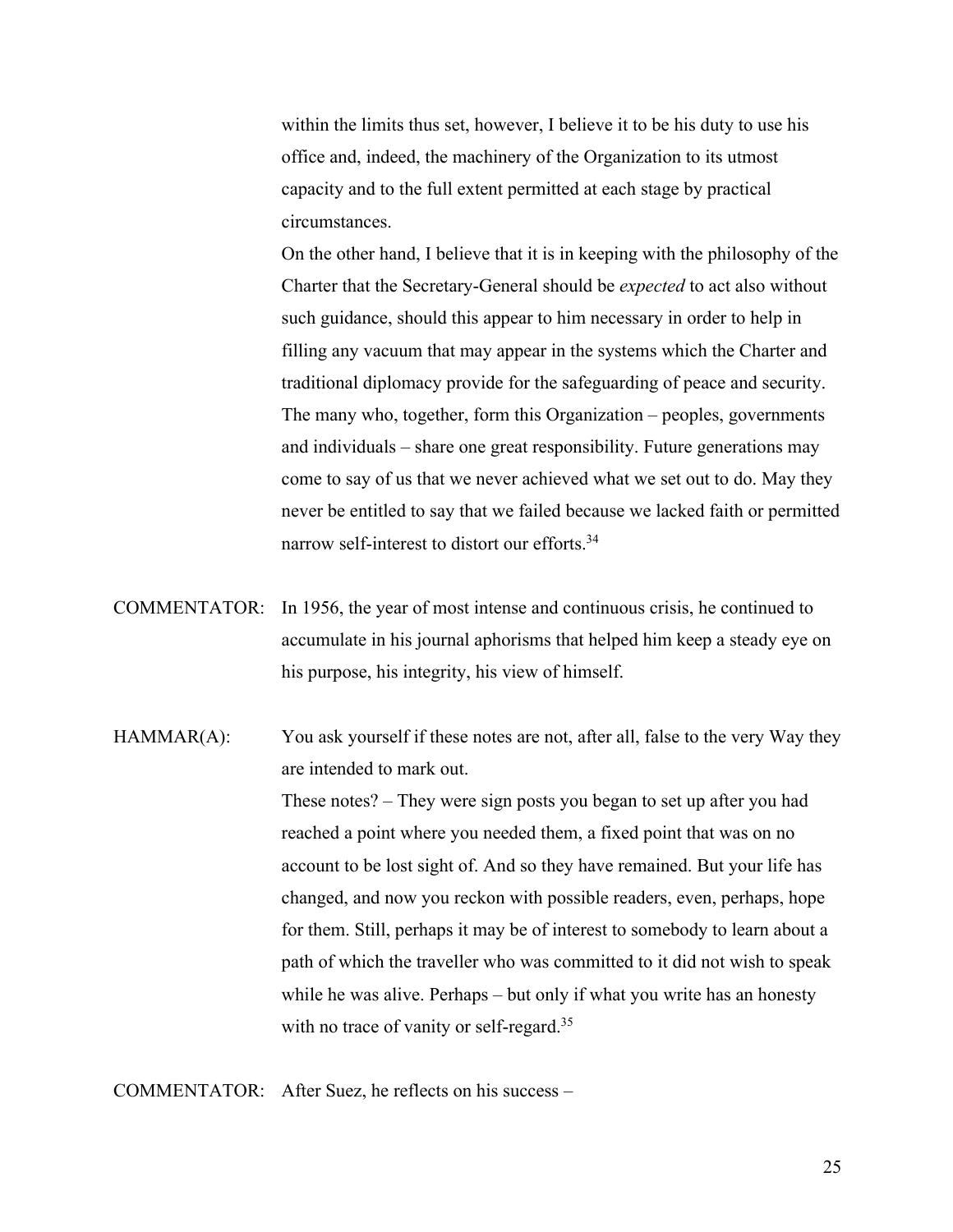within the limits thus set, however, I believe it to be his duty to use his office and, indeed, the machinery of the Organization to its utmost capacity and to the full extent permitted at each stage by practical circumstances.

On the other hand, I believe that it is in keeping with the philosophy of the Charter that the Secretary-General should be *expected* to act also without such guidance, should this appear to him necessary in order to help in filling any vacuum that may appear in the systems which the Charter and traditional diplomacy provide for the safeguarding of peace and security. The many who, together, form this Organization – peoples, governments and individuals – share one great responsibility. Future generations may come to say of us that we never achieved what we set out to do. May they never be entitled to say that we failed because we lacked faith or permitted narrow self-interest to distort our efforts.[34]

COMMENTATOR: In 1956, the year of most intense and continuous crisis, he continued to accumulate in his journal aphorisms that helped him keep a steady eye on his purpose, his integrity, his view of himself.

HAMMAR(A): You ask yourself if these notes are not, after all, false to the very Way they are intended to mark out.

These notes? – They were sign posts you began to set up after you had reached a point where you needed them, a fixed point that was on no account to be lost sight of. And so they have remained. But your life has changed, and now you reckon with possible readers, even, perhaps, hope for them. Still, perhaps it may be of interest to somebody to learn about a path of which the traveller who was committed to it did not wish to speak while he was alive. Perhaps – but only if what you write has an honesty with no trace of vanity or self-regard.[35]

COMMENTATOR: After Suez, he reflects on his success –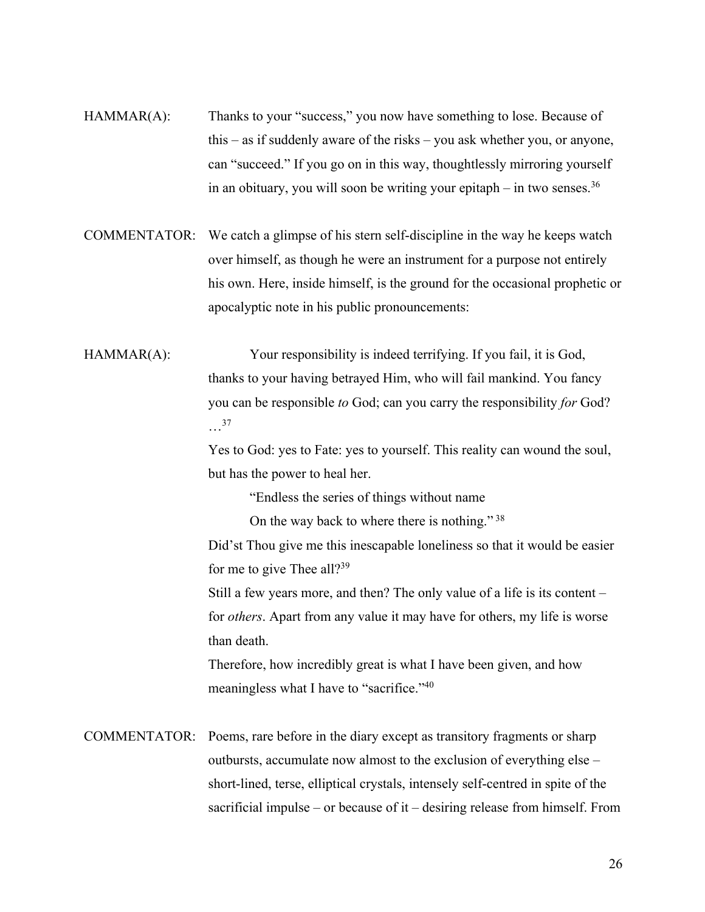HAMMAR(A): Thanks to your "success," you now have something to lose. Because of this – as if suddenly aware of the risks – you ask whether you, or anyone, can "succeed." If you go on in this way, thoughtlessly mirroring yourself in an obituary, you will soon be writing your epitaph – in two senses.[36]

COMMENTATOR: We catch a glimpse of his stern self-discipline in the way he keeps watch over himself, as though he were an instrument for a purpose not entirely his own. Here, inside himself, is the ground for the occasional prophetic or apocalyptic note in his public pronouncements:

HAMMAR(A): Your responsibility is indeed terrifying. If you fail, it is God, thanks to your having betrayed Him, who will fail mankind. You fancy you can be responsible *to* God; can you carry the responsibility *for* God? …[37]

Yes to God: yes to Fate: yes to yourself. This reality can wound the soul, but has the power to heal her.

> "Endless the series of things without name
> On the way back to where there is nothing."[38]

Did'st Thou give me this inescapable loneliness so that it would be easier for me to give Thee all?[39]

Still a few years more, and then? The only value of a life is its content – for *others*. Apart from any value it may have for others, my life is worse than death.

Therefore, how incredibly great is what I have been given, and how meaningless what I have to "sacrifice."[40]

COMMENTATOR: Poems, rare before in the diary except as transitory fragments or sharp outbursts, accumulate now almost to the exclusion of everything else – short-lined, terse, elliptical crystals, intensely self-centred in spite of the sacrificial impulse – or because of it – desiring release from himself. From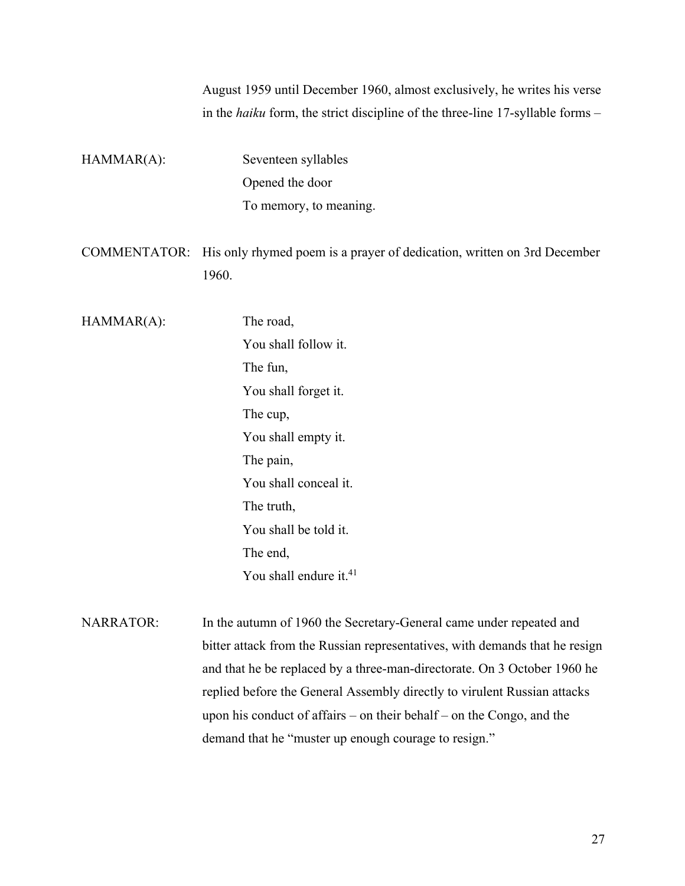August 1959 until December 1960, almost exclusively, he writes his verse in the *haiku* form, the strict discipline of the three-line 17-syllable forms –

HAMMAR(A):

Seventeen syllables
Opened the door
To memory, to meaning.

COMMENTATOR: His only rhymed poem is a prayer of dedication, written on 3rd December 1960.

HAMMAR(A):

The road,
You shall follow it.
The fun,
You shall forget it.
The cup,
You shall empty it.
The pain,
You shall conceal it.
The truth,
You shall be told it.
The end,
You shall endure it.[41]

NARRATOR: In the autumn of 1960 the Secretary-General came under repeated and bitter attack from the Russian representatives, with demands that he resign and that he be replaced by a three-man-directorate. On 3 October 1960 he replied before the General Assembly directly to virulent Russian attacks upon his conduct of affairs – on their behalf – on the Congo, and the demand that he "muster up enough courage to resign."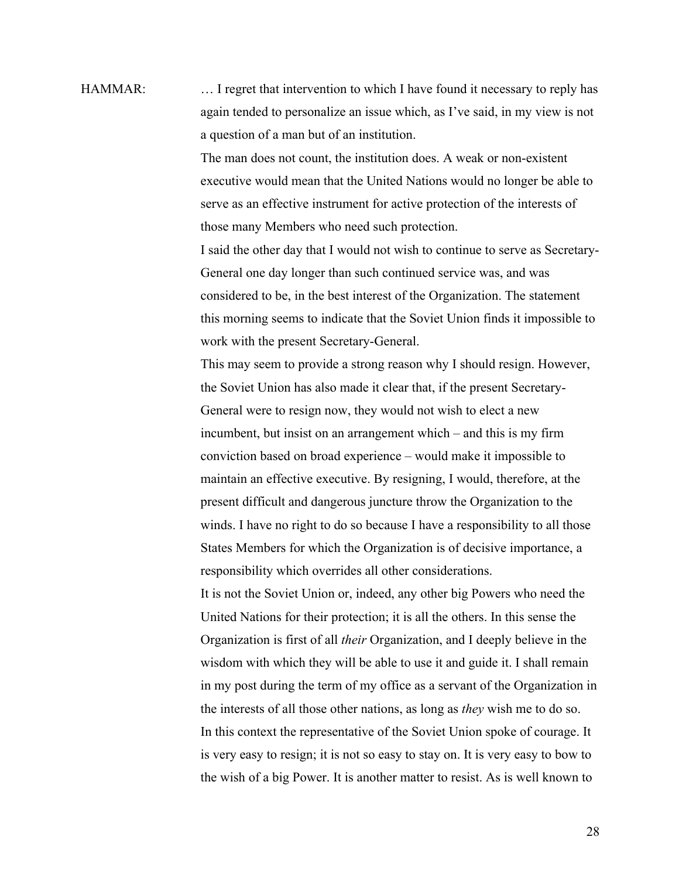HAMMAR: … I regret that intervention to which I have found it necessary to reply has again tended to personalize an issue which, as I've said, in my view is not a question of a man but of an institution.

The man does not count, the institution does. A weak or non-existent executive would mean that the United Nations would no longer be able to serve as an effective instrument for active protection of the interests of those many Members who need such protection.

I said the other day that I would not wish to continue to serve as Secretary-General one day longer than such continued service was, and was considered to be, in the best interest of the Organization. The statement this morning seems to indicate that the Soviet Union finds it impossible to work with the present Secretary-General.

This may seem to provide a strong reason why I should resign. However, the Soviet Union has also made it clear that, if the present Secretary-General were to resign now, they would not wish to elect a new incumbent, but insist on an arrangement which – and this is my firm conviction based on broad experience – would make it impossible to maintain an effective executive. By resigning, I would, therefore, at the present difficult and dangerous juncture throw the Organization to the winds. I have no right to do so because I have a responsibility to all those States Members for which the Organization is of decisive importance, a responsibility which overrides all other considerations.

It is not the Soviet Union or, indeed, any other big Powers who need the United Nations for their protection; it is all the others. In this sense the Organization is first of all *their* Organization, and I deeply believe in the wisdom with which they will be able to use it and guide it. I shall remain in my post during the term of my office as a servant of the Organization in the interests of all those other nations, as long as *they* wish me to do so.

In this context the representative of the Soviet Union spoke of courage. It is very easy to resign; it is not so easy to stay on. It is very easy to bow to the wish of a big Power. It is another matter to resist. As is well known to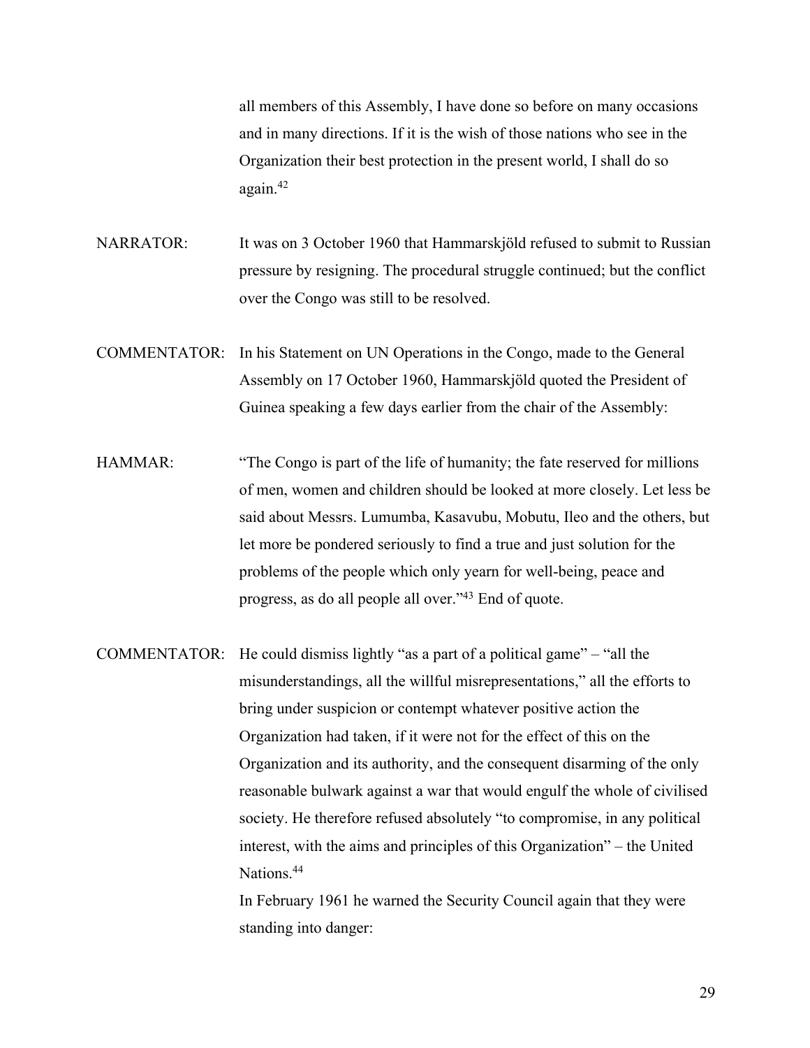all members of this Assembly, I have done so before on many occasions and in many directions. If it is the wish of those nations who see in the Organization their best protection in the present world, I shall do so again.[42]

NARRATOR: It was on 3 October 1960 that Hammarskjöld refused to submit to Russian pressure by resigning. The procedural struggle continued; but the conflict over the Congo was still to be resolved.

COMMENTATOR: In his Statement on UN Operations in the Congo, made to the General Assembly on 17 October 1960, Hammarskjöld quoted the President of Guinea speaking a few days earlier from the chair of the Assembly:

HAMMAR: "The Congo is part of the life of humanity; the fate reserved for millions of men, women and children should be looked at more closely. Let less be said about Messrs. Lumumba, Kasavubu, Mobutu, Ileo and the others, but let more be pondered seriously to find a true and just solution for the problems of the people which only yearn for well-being, peace and progress, as do all people all over."[43] End of quote.

COMMENTATOR: He could dismiss lightly "as a part of a political game" – "all the misunderstandings, all the willful misrepresentations," all the efforts to bring under suspicion or contempt whatever positive action the Organization had taken, if it were not for the effect of this on the Organization and its authority, and the consequent disarming of the only reasonable bulwark against a war that would engulf the whole of civilised society. He therefore refused absolutely "to compromise, in any political interest, with the aims and principles of this Organization" – the United Nations.[44]

In February 1961 he warned the Security Council again that they were standing into danger: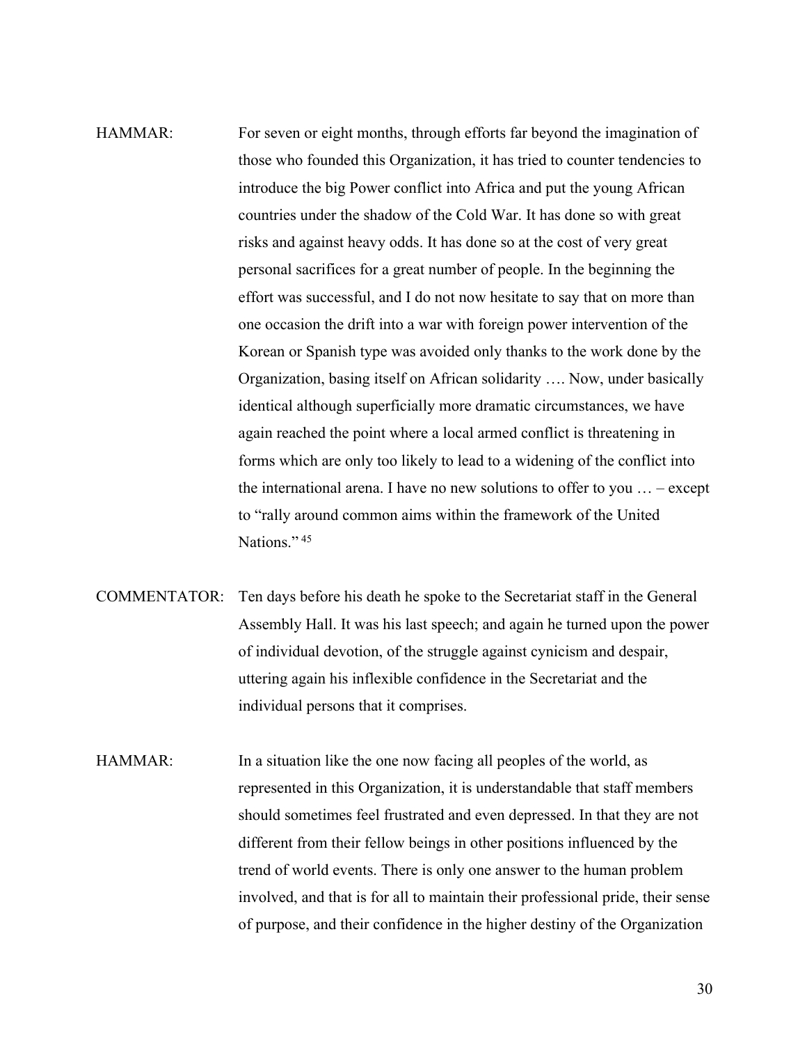HAMMAR: For seven or eight months, through efforts far beyond the imagination of those who founded this Organization, it has tried to counter tendencies to introduce the big Power conflict into Africa and put the young African countries under the shadow of the Cold War. It has done so with great risks and against heavy odds. It has done so at the cost of very great personal sacrifices for a great number of people. In the beginning the effort was successful, and I do not now hesitate to say that on more than one occasion the drift into a war with foreign power intervention of the Korean or Spanish type was avoided only thanks to the work done by the Organization, basing itself on African solidarity …. Now, under basically identical although superficially more dramatic circumstances, we have again reached the point where a local armed conflict is threatening in forms which are only too likely to lead to a widening of the conflict into the international arena. I have no new solutions to offer to you … – except to "rally around common aims within the framework of the United Nations." [45]

COMMENTATOR: Ten days before his death he spoke to the Secretariat staff in the General Assembly Hall. It was his last speech; and again he turned upon the power of individual devotion, of the struggle against cynicism and despair, uttering again his inflexible confidence in the Secretariat and the individual persons that it comprises.

HAMMAR: In a situation like the one now facing all peoples of the world, as represented in this Organization, it is understandable that staff members should sometimes feel frustrated and even depressed. In that they are not different from their fellow beings in other positions influenced by the trend of world events. There is only one answer to the human problem involved, and that is for all to maintain their professional pride, their sense of purpose, and their confidence in the higher destiny of the Organization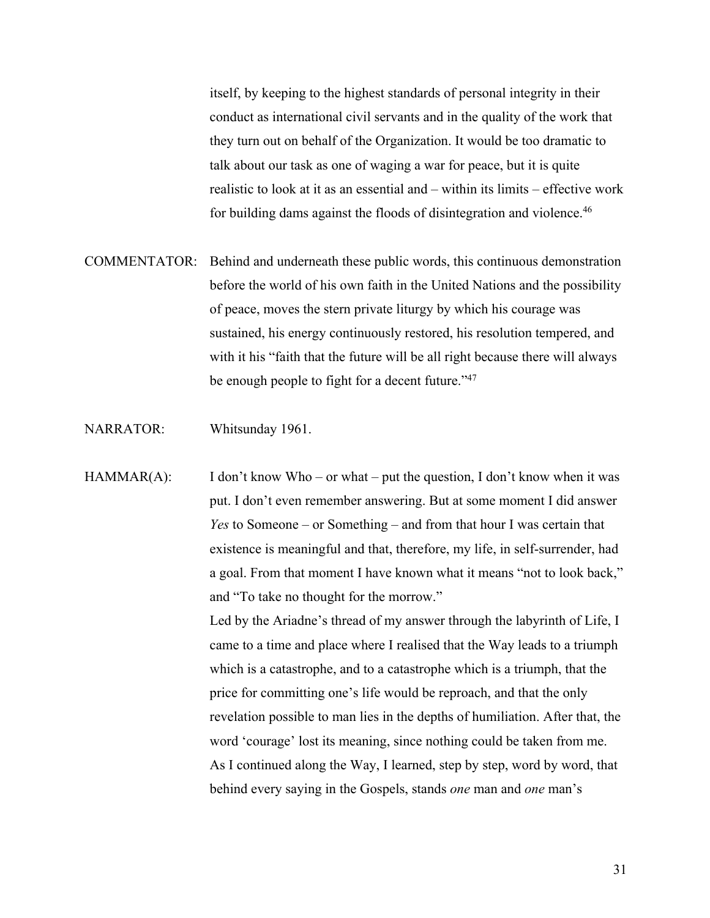itself, by keeping to the highest standards of personal integrity in their conduct as international civil servants and in the quality of the work that they turn out on behalf of the Organization. It would be too dramatic to talk about our task as one of waging a war for peace, but it is quite realistic to look at it as an essential and – within its limits – effective work for building dams against the floods of disintegration and violence.[46]

COMMENTATOR: Behind and underneath these public words, this continuous demonstration before the world of his own faith in the United Nations and the possibility of peace, moves the stern private liturgy by which his courage was sustained, his energy continuously restored, his resolution tempered, and with it his "faith that the future will be all right because there will always be enough people to fight for a decent future."[47]

NARRATOR: Whitsunday 1961.

HAMMAR(A): I don't know Who – or what – put the question, I don't know when it was put. I don't even remember answering. But at some moment I did answer *Yes* to Someone – or Something – and from that hour I was certain that existence is meaningful and that, therefore, my life, in self-surrender, had a goal. From that moment I have known what it means "not to look back," and "To take no thought for the morrow."

Led by the Ariadne's thread of my answer through the labyrinth of Life, I came to a time and place where I realised that the Way leads to a triumph which is a catastrophe, and to a catastrophe which is a triumph, that the price for committing one's life would be reproach, and that the only revelation possible to man lies in the depths of humiliation. After that, the word 'courage' lost its meaning, since nothing could be taken from me. As I continued along the Way, I learned, step by step, word by word, that behind every saying in the Gospels, stands *one* man and *one* man's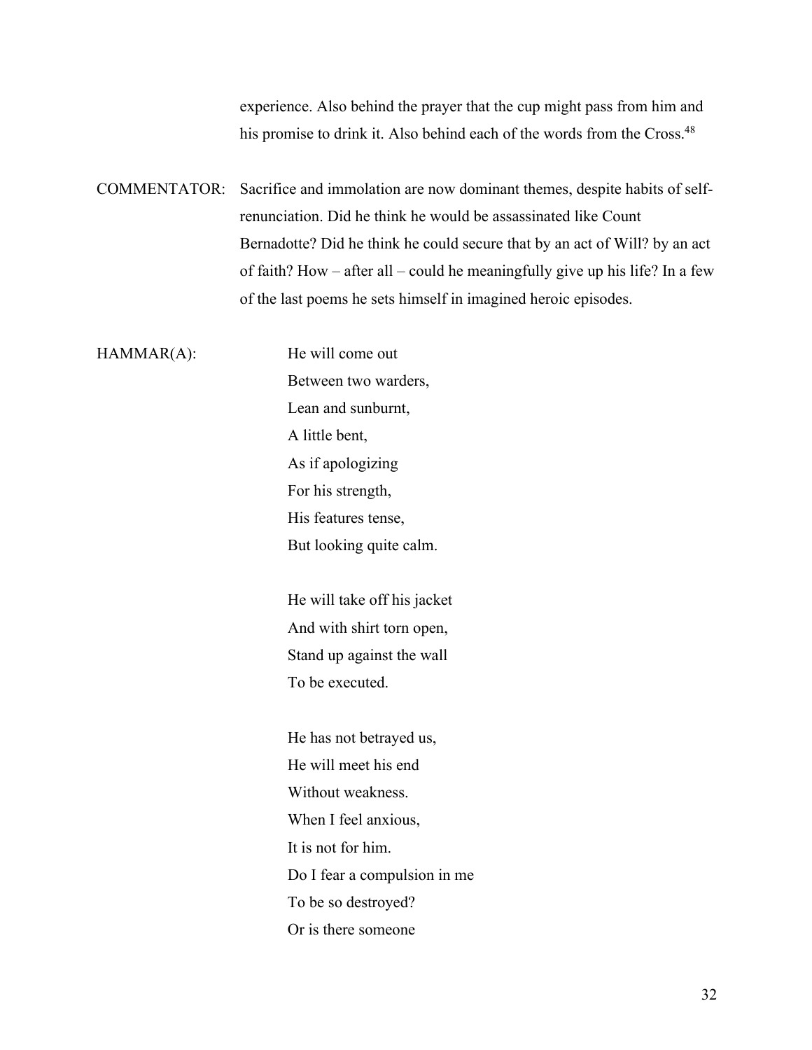experience. Also behind the prayer that the cup might pass from him and his promise to drink it. Also behind each of the words from the Cross.[48]

COMMENTATOR: Sacrifice and immolation are now dominant themes, despite habits of self-renunciation. Did he think he would be assassinated like Count Bernadotte? Did he think he could secure that by an act of Will? by an act of faith? How – after all – could he meaningfully give up his life? In a few of the last poems he sets himself in imagined heroic episodes.

HAMMAR(A):

He will come out  
Between two warders,  
Lean and sunburnt,  
A little bent,  
As if apologizing  
For his strength,  
His features tense,  
But looking quite calm.

He will take off his jacket  
And with shirt torn open,  
Stand up against the wall  
To be executed.

He has not betrayed us,  
He will meet his end  
Without weakness.  
When I feel anxious,  
It is not for him.  
Do I fear a compulsion in me  
To be so destroyed?  
Or is there someone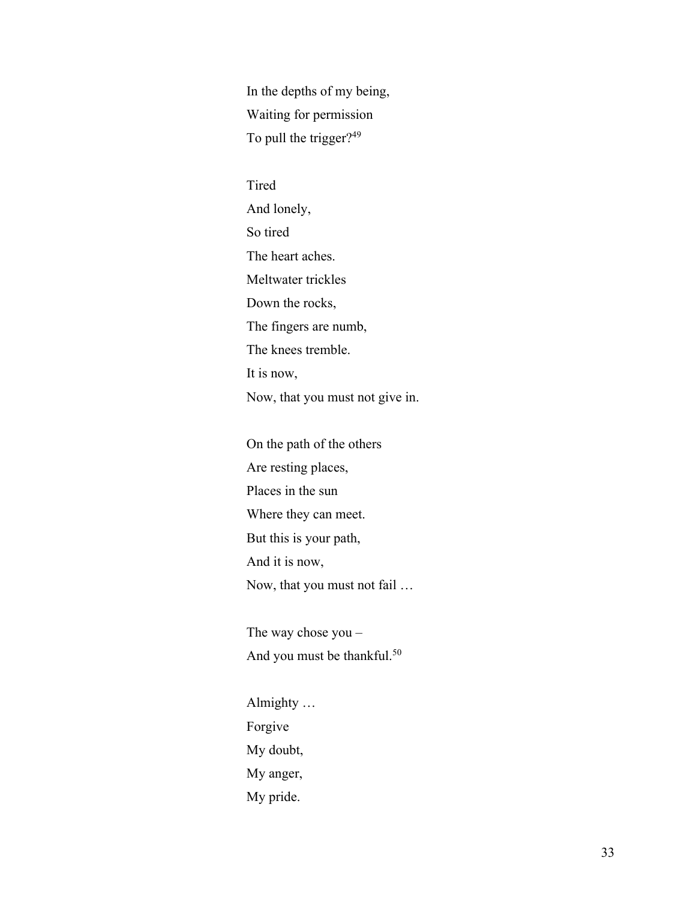In the depths of my being,  
Waiting for permission  
To pull the trigger?[49]

Tired  
And lonely,  
So tired  
The heart aches.  
Meltwater trickles  
Down the rocks,  
The fingers are numb,  
The knees tremble.  
It is now,  
Now, that you must not give in.

On the path of the others  
Are resting places,  
Places in the sun  
Where they can meet.  
But this is your path,  
And it is now,  
Now, that you must not fail …

The way chose you –  
And you must be thankful.[50]

Almighty …  
Forgive  
My doubt,  
My anger,  
My pride.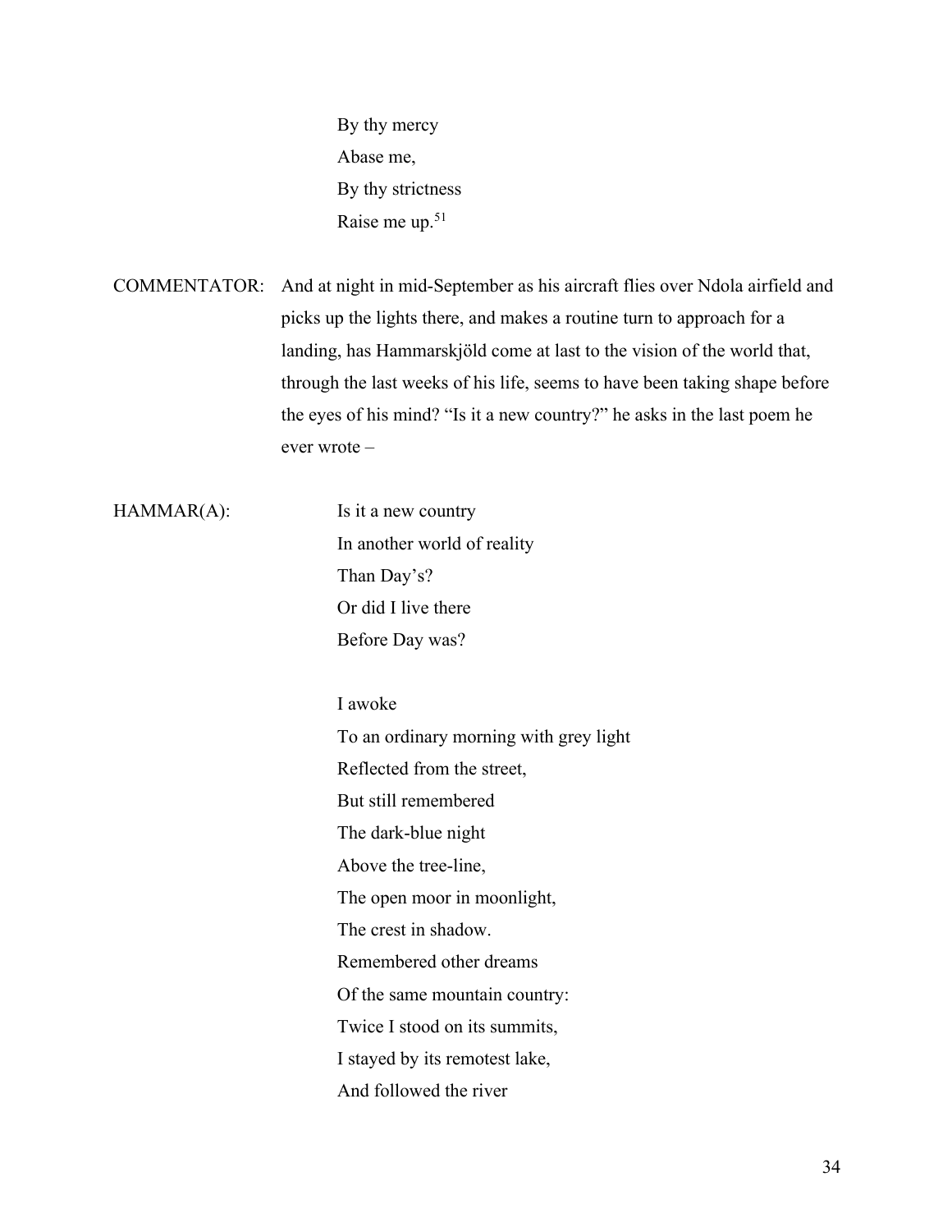By thy mercy  
Abase me,  
By thy strictness  
Raise me up.[51]

COMMENTATOR: And at night in mid-September as his aircraft flies over Ndola airfield and picks up the lights there, and makes a routine turn to approach for a landing, has Hammarskjöld come at last to the vision of the world that, through the last weeks of his life, seems to have been taking shape before the eyes of his mind? "Is it a new country?" he asks in the last poem he ever wrote –

HAMMAR(A):

Is it a new country  
In another world of reality  
Than Day's?  
Or did I live there  
Before Day was?

I awoke  
To an ordinary morning with grey light  
Reflected from the street,  
But still remembered  
The dark-blue night  
Above the tree-line,  
The open moor in moonlight,  
The crest in shadow.  
Remembered other dreams  
Of the same mountain country:  
Twice I stood on its summits,  
I stayed by its remotest lake,  
And followed the river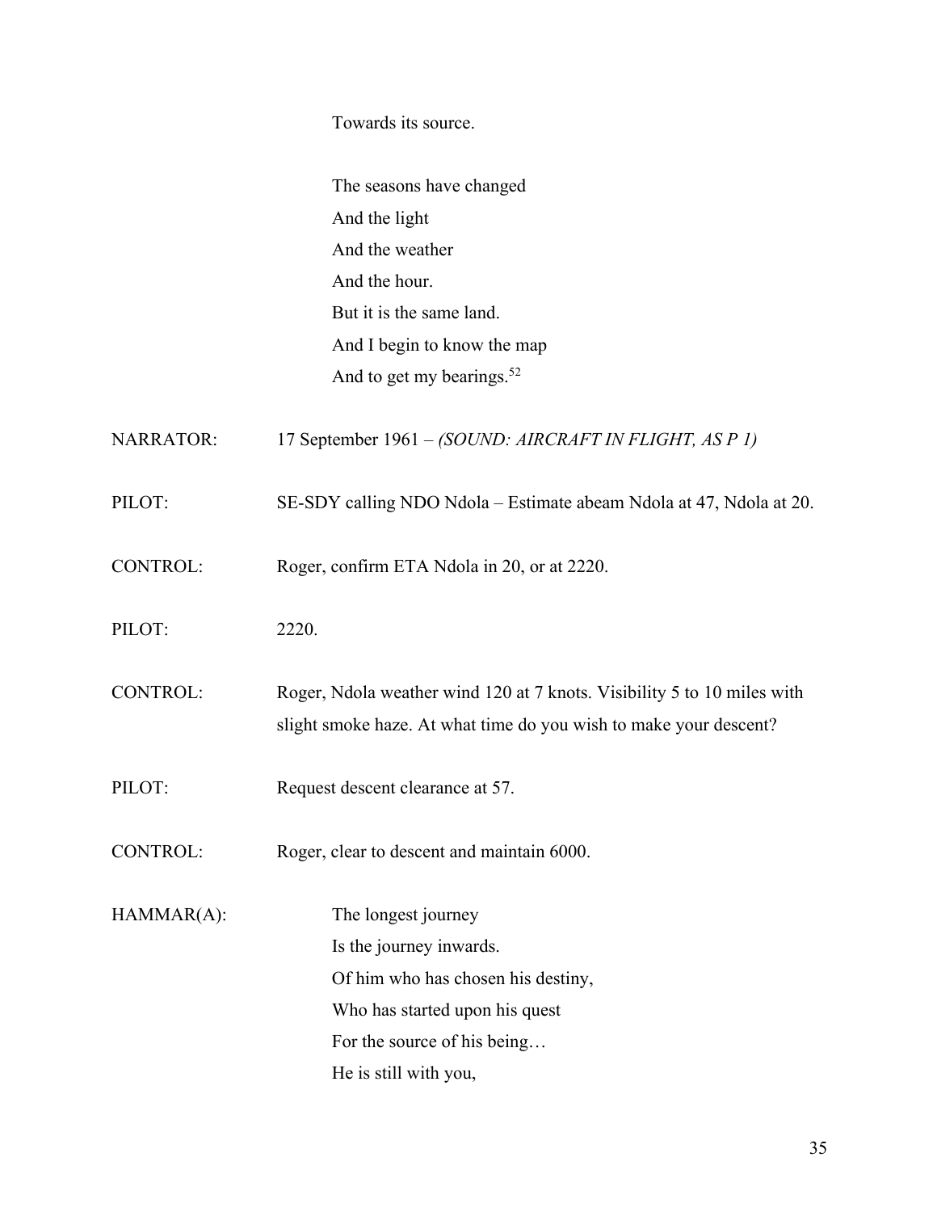Towards its source.

The seasons have changed  
And the light  
And the weather  
And the hour.  
But it is the same land.  
And I begin to know the map  
And to get my bearings.[52]

NARRATOR: 17 September 1961 – *(SOUND: AIRCRAFT IN FLIGHT, AS P 1)*

PILOT: SE-SDY calling NDO Ndola – Estimate abeam Ndola at 47, Ndola at 20.

CONTROL: Roger, confirm ETA Ndola in 20, or at 2220.

PILOT: 2220.

CONTROL: Roger, Ndola weather wind 120 at 7 knots. Visibility 5 to 10 miles with slight smoke haze. At what time do you wish to make your descent?

PILOT: Request descent clearance at 57.

CONTROL: Roger, clear to descent and maintain 6000.

HAMMAR(A):

The longest journey  
Is the journey inwards.  
Of him who has chosen his destiny,  
Who has started upon his quest  
For the source of his being…  
He is still with you,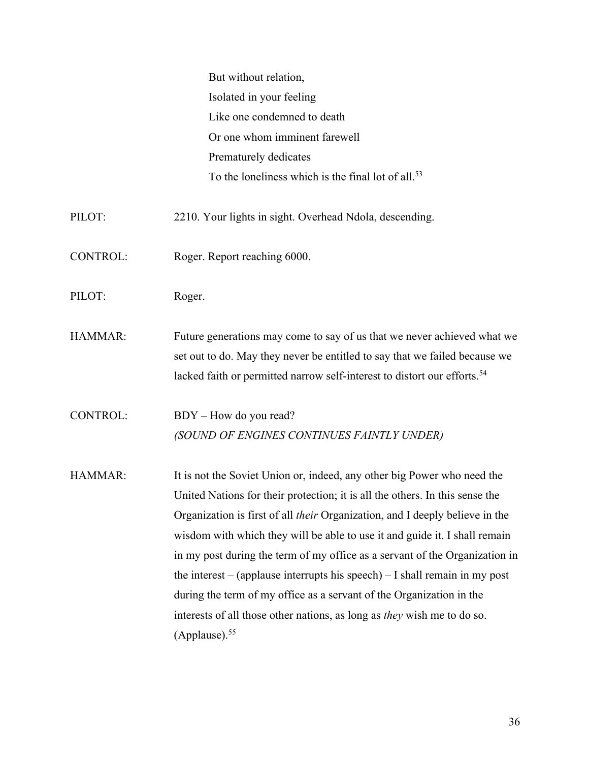But without relation,
Isolated in your feeling
Like one condemned to death
Or one whom imminent farewell
Prematurely dedicates
To the loneliness which is the final lot of all.[53]

PILOT: 2210. Your lights in sight. Overhead Ndola, descending.

CONTROL: Roger. Report reaching 6000.

PILOT: Roger.

HAMMAR: Future generations may come to say of us that we never achieved what we set out to do. May they never be entitled to say that we failed because we lacked faith or permitted narrow self-interest to distort our efforts.[54]

CONTROL: BDY – How do you read?
*(SOUND OF ENGINES CONTINUES FAINTLY UNDER)*

HAMMAR: It is not the Soviet Union or, indeed, any other big Power who need the United Nations for their protection; it is all the others. In this sense the Organization is first of all *their* Organization, and I deeply believe in the wisdom with which they will be able to use it and guide it. I shall remain in my post during the term of my office as a servant of the Organization in the interest – (applause interrupts his speech) – I shall remain in my post during the term of my office as a servant of the Organization in the interests of all those other nations, as long as *they* wish me to do so. (Applause).[55]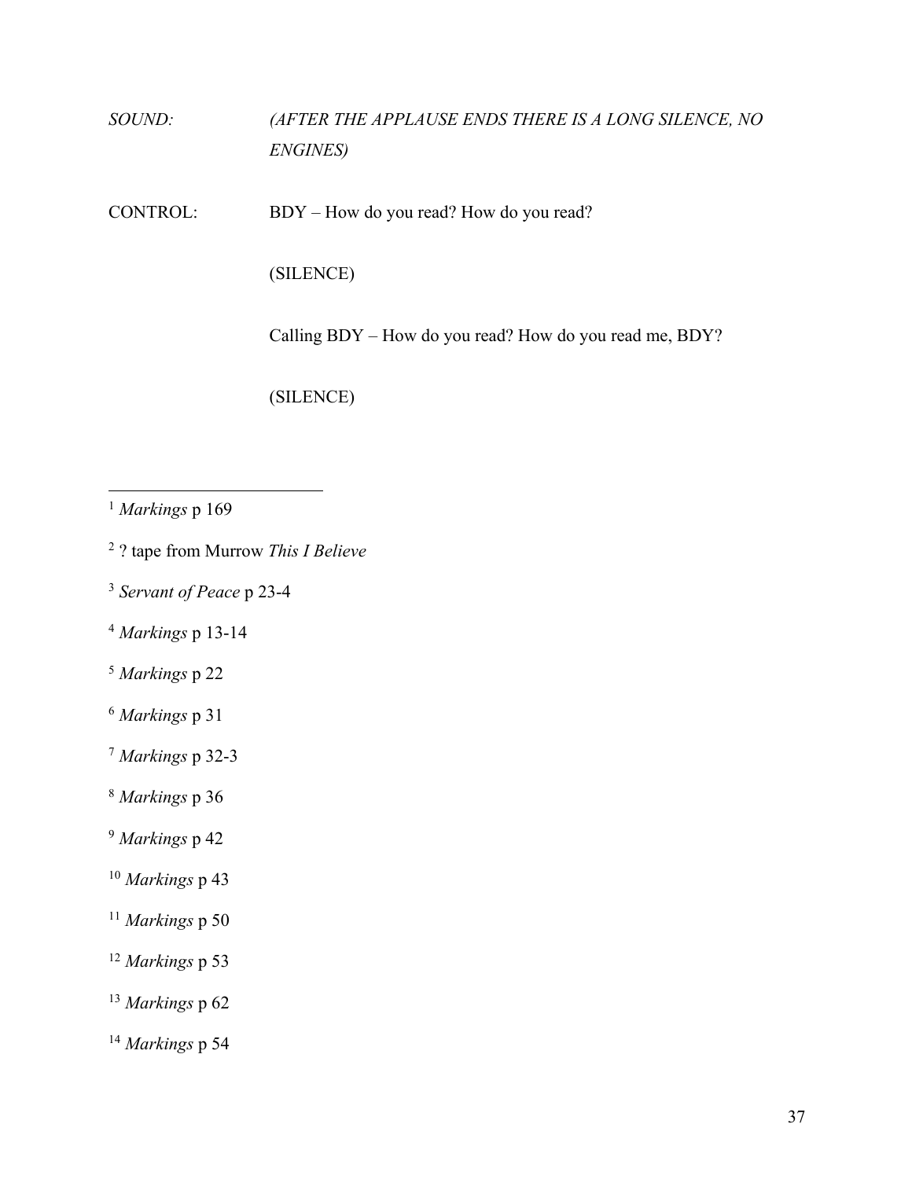*SOUND:* *(AFTER THE APPLAUSE ENDS THERE IS A LONG SILENCE, NO ENGINES)*

CONTROL: BDY – How do you read? How do you read?

(SILENCE)

Calling BDY – How do you read? How do you read me, BDY?

(SILENCE)

---

[1] *Markings* p 169

[2] ? tape from Murrow *This I Believe*

[3] *Servant of Peace* p 23-4

[4] *Markings* p 13-14

[5] *Markings* p 22

[6] *Markings* p 31

[7] *Markings* p 32-3

[8] *Markings* p 36

[9] *Markings* p 42

[10] *Markings* p 43

[11] *Markings* p 50

[12] *Markings* p 53

[13] *Markings* p 62

[14] *Markings* p 54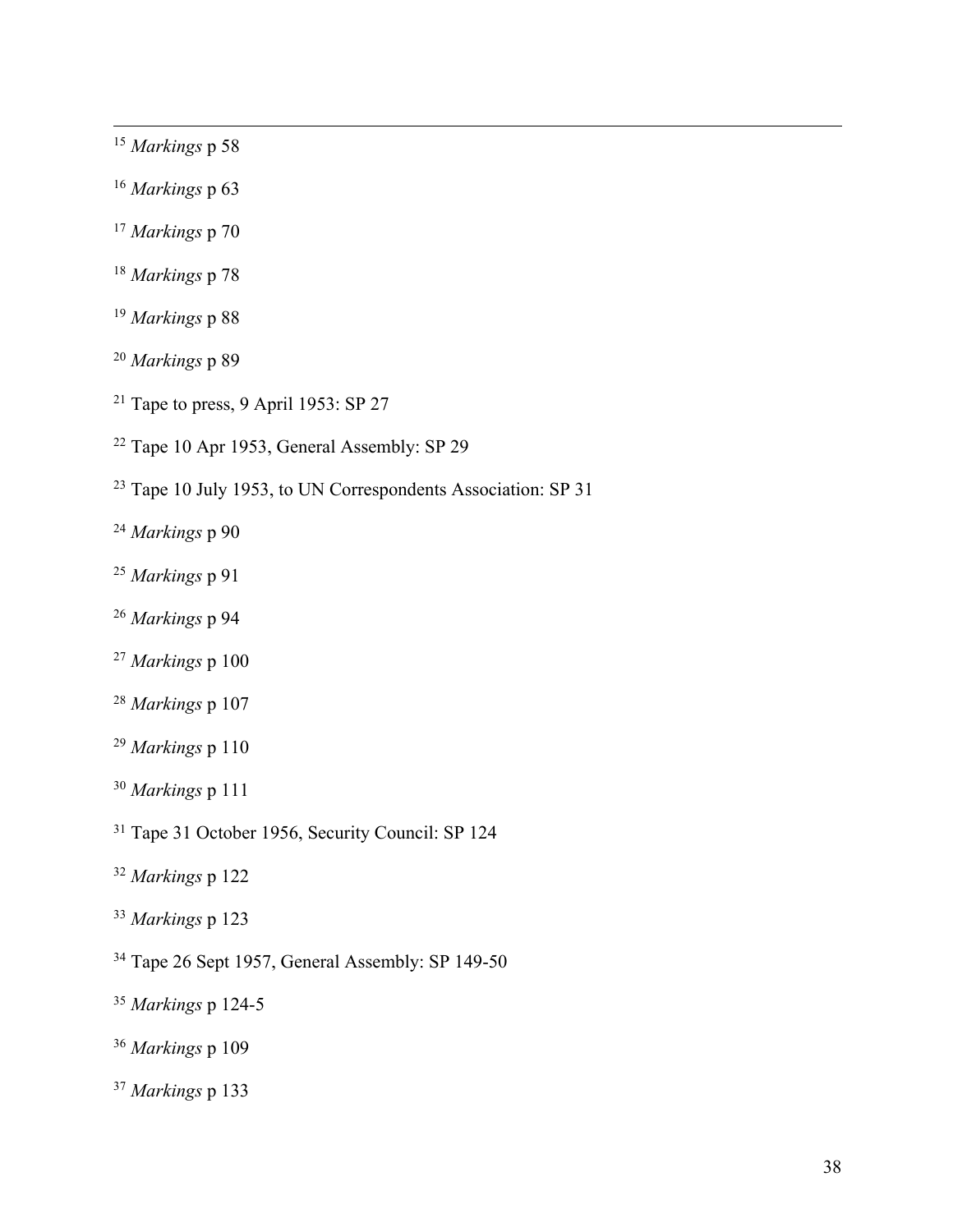[15] *Markings* p 58

[16] *Markings* p 63

[17] *Markings* p 70

[18] *Markings* p 78

[19] *Markings* p 88

[20] *Markings* p 89

[21] Tape to press, 9 April 1953: SP 27

[22] Tape 10 Apr 1953, General Assembly: SP 29

[23] Tape 10 July 1953, to UN Correspondents Association: SP 31

[24] *Markings* p 90

[25] *Markings* p 91

[26] *Markings* p 94

[27] *Markings* p 100

[28] *Markings* p 107

[29] *Markings* p 110

[30] *Markings* p 111

[31] Tape 31 October 1956, Security Council: SP 124

[32] *Markings* p 122

[33] *Markings* p 123

[34] Tape 26 Sept 1957, General Assembly: SP 149-50

[35] *Markings* p 124-5

[36] *Markings* p 109

[37] *Markings* p 133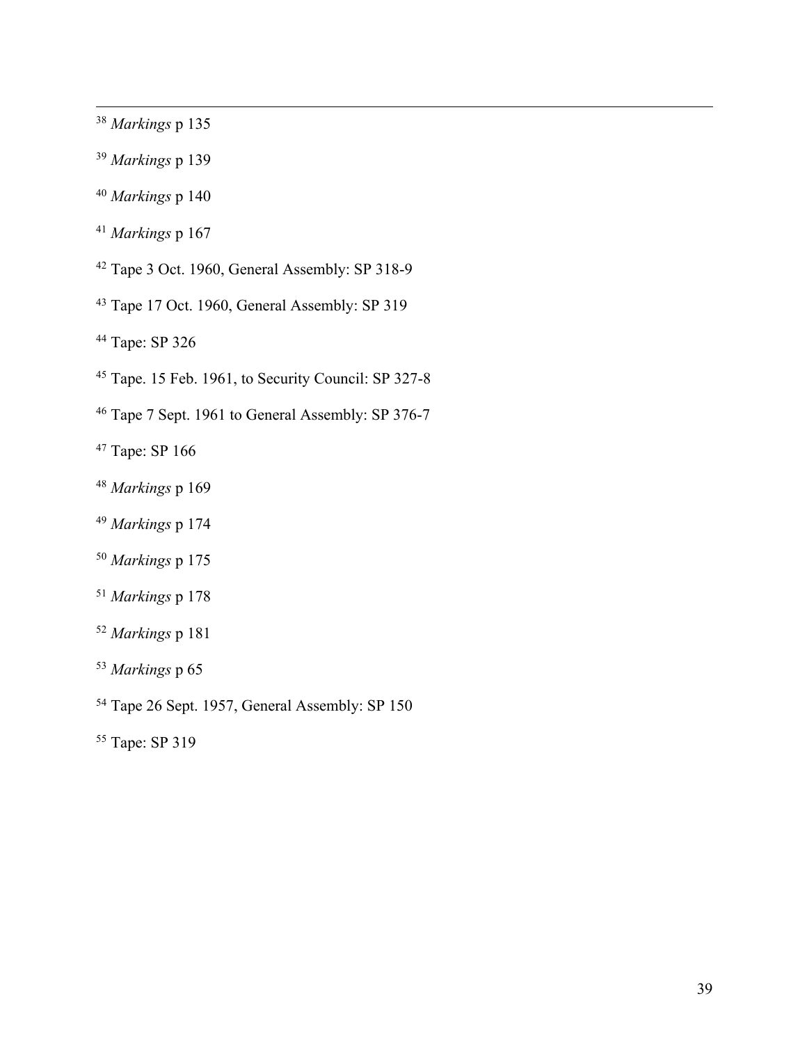[38] *Markings* p 135

[39] *Markings* p 139

[40] *Markings* p 140

[41] *Markings* p 167

[42] Tape 3 Oct. 1960, General Assembly: SP 318-9

[43] Tape 17 Oct. 1960, General Assembly: SP 319

[44] Tape: SP 326

[45] Tape. 15 Feb. 1961, to Security Council: SP 327-8

[46] Tape 7 Sept. 1961 to General Assembly: SP 376-7

[47] Tape: SP 166

[48] *Markings* p 169

[49] *Markings* p 174

[50] *Markings* p 175

[51] *Markings* p 178

[52] *Markings* p 181

[53] *Markings* p 65

[54] Tape 26 Sept. 1957, General Assembly: SP 150

[55] Tape: SP 319